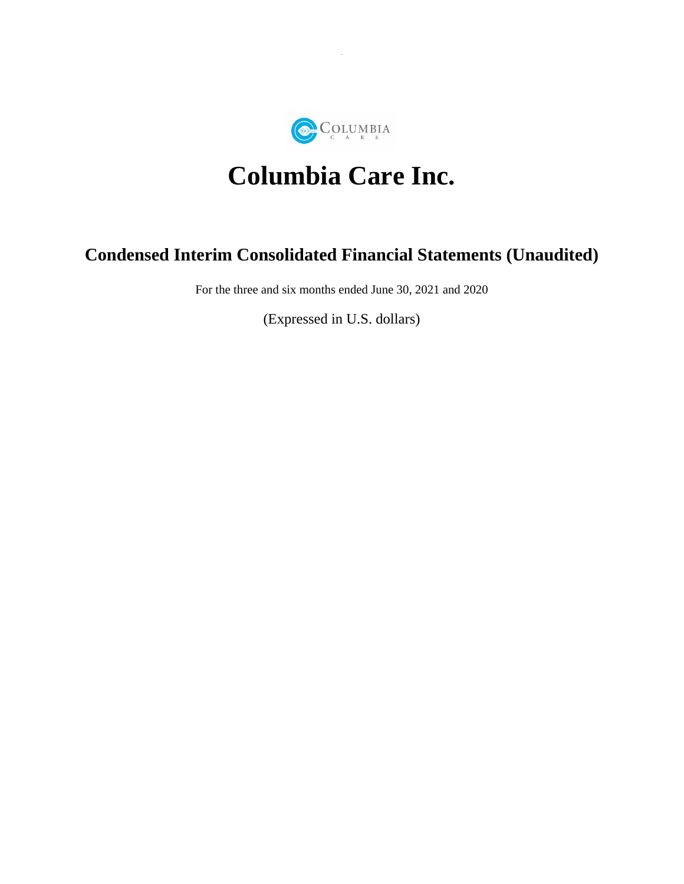# Columbia Care Inc.

## Condensed Interim Consolidated Financial Statements (Unaudited)

For the three and six months ended June 30, 2021 and 2020

(Expressed in U.S. dollars)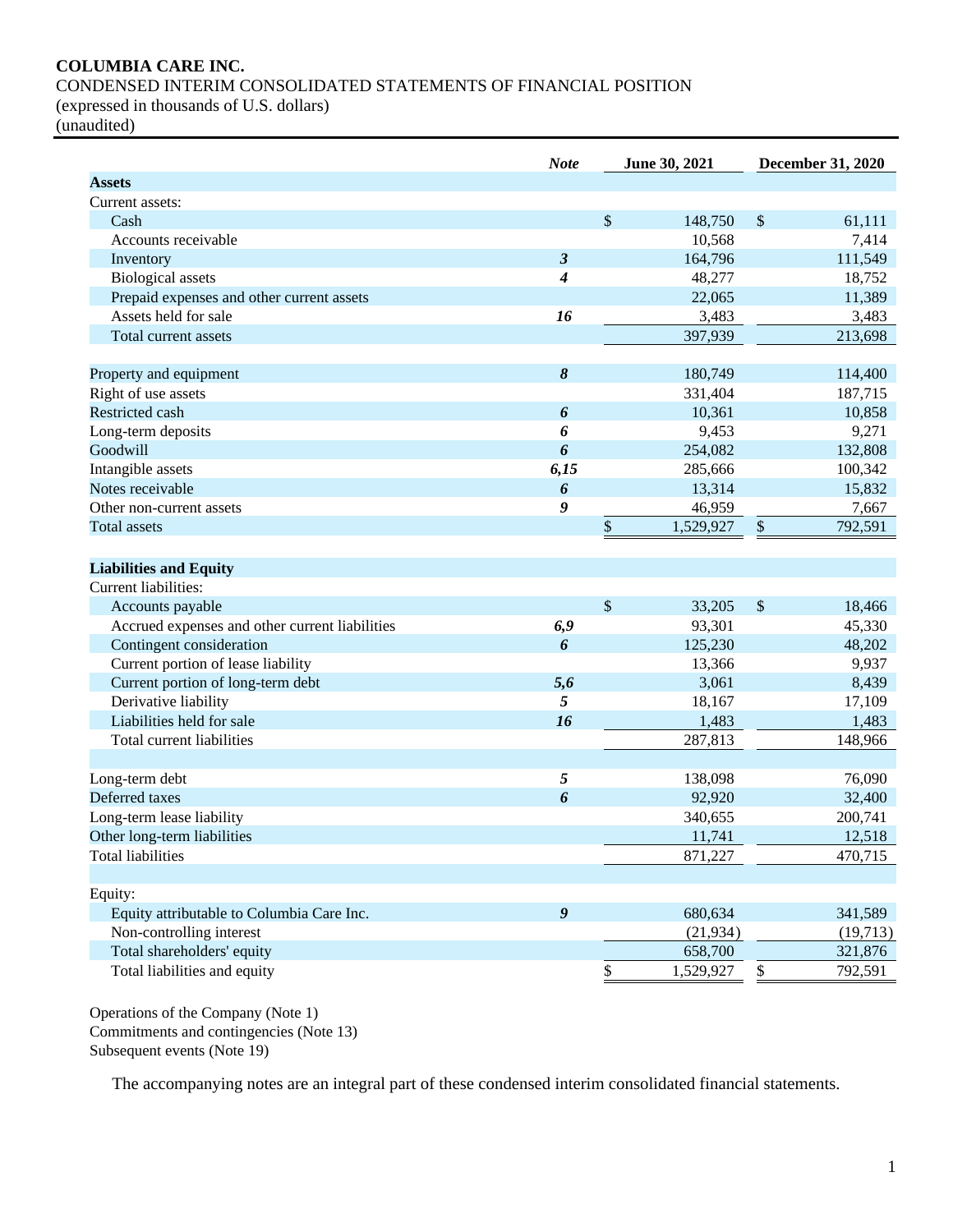**COLUMBIA CARE INC.**

CONDENSED INTERIM CONSOLIDATED STATEMENTS OF FINANCIAL POSITION

(expressed in thousands of U.S. dollars)

(unaudited)

| | *Note* | June 30, 2021 | December 31, 2020 |
|---|---|---|---|
| **Assets** | | | |
| Current assets: | | | |
| Cash | | $ 148,750 | $ 61,111 |
| Accounts receivable | | 10,568 | 7,414 |
| Inventory | *3* | 164,796 | 111,549 |
| Biological assets | *4* | 48,277 | 18,752 |
| Prepaid expenses and other current assets | | 22,065 | 11,389 |
| Assets held for sale | *16* | 3,483 | 3,483 |
| Total current assets | | 397,939 | 213,698 |
| | | | |
| Property and equipment | *8* | 180,749 | 114,400 |
| Right of use assets | | 331,404 | 187,715 |
| Restricted cash | *6* | 10,361 | 10,858 |
| Long-term deposits | *6* | 9,453 | 9,271 |
| Goodwill | *6* | 254,082 | 132,808 |
| Intangible assets | *6,15* | 285,666 | 100,342 |
| Notes receivable | *6* | 13,314 | 15,832 |
| Other non-current assets | *9* | 46,959 | 7,667 |
| Total assets | | $ 1,529,927 | $ 792,591 |
| | | | |
| **Liabilities and Equity** | | | |
| Current liabilities: | | | |
| Accounts payable | | $ 33,205 | $ 18,466 |
| Accrued expenses and other current liabilities | *6,9* | 93,301 | 45,330 |
| Contingent consideration | *6* | 125,230 | 48,202 |
| Current portion of lease liability | | 13,366 | 9,937 |
| Current portion of long-term debt | *5,6* | 3,061 | 8,439 |
| Derivative liability | *5* | 18,167 | 17,109 |
| Liabilities held for sale | *16* | 1,483 | 1,483 |
| Total current liabilities | | 287,813 | 148,966 |
| | | | |
| Long-term debt | *5* | 138,098 | 76,090 |
| Deferred taxes | *6* | 92,920 | 32,400 |
| Long-term lease liability | | 340,655 | 200,741 |
| Other long-term liabilities | | 11,741 | 12,518 |
| Total liabilities | | 871,227 | 470,715 |
| | | | |
| Equity: | | | |
| Equity attributable to Columbia Care Inc. | *9* | 680,634 | 341,589 |
| Non-controlling interest | | (21,934) | (19,713) |
| Total shareholders' equity | | 658,700 | 321,876 |
| Total liabilities and equity | | $ 1,529,927 | $ 792,591 |

Operations of the Company (Note 1)
Commitments and contingencies (Note 13)
Subsequent events (Note 19)

The accompanying notes are an integral part of these condensed interim consolidated financial statements.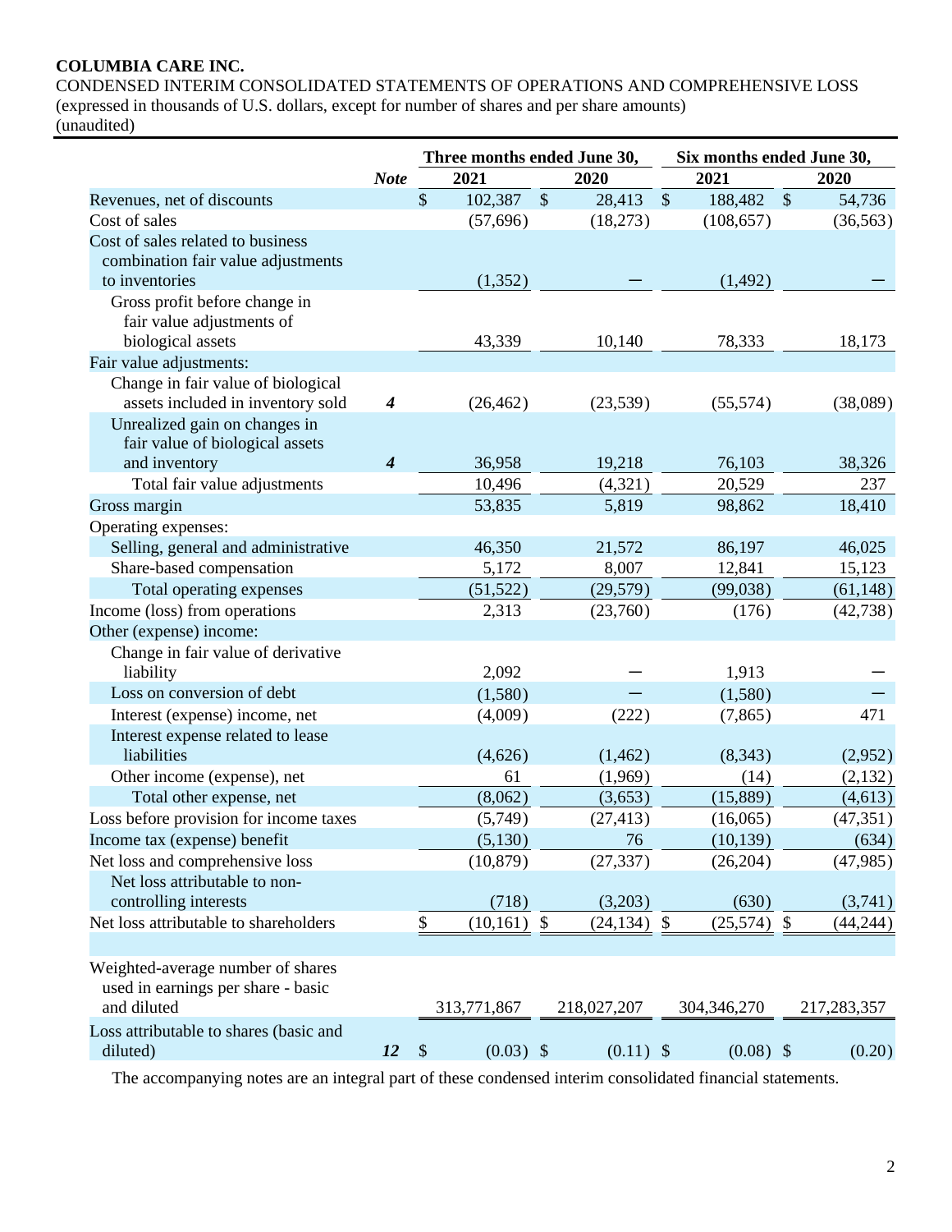**COLUMBIA CARE INC.**

CONDENSED INTERIM CONSOLIDATED STATEMENTS OF OPERATIONS AND COMPREHENSIVE LOSS
(expressed in thousands of U.S. dollars, except for number of shares and per share amounts)
(unaudited)

| | Note | Three months ended June 30, 2021 | Three months ended June 30, 2020 | Six months ended June 30, 2021 | Six months ended June 30, 2020 |
|---|---|---|---|---|---|
| Revenues, net of discounts | | $ 102,387 | $ 28,413 | $ 188,482 | $ 54,736 |
| Cost of sales | | (57,696) | (18,273) | (108,657) | (36,563) |
| Cost of sales related to business combination fair value adjustments to inventories | | (1,352) | — | (1,492) | — |
| Gross profit before change in fair value adjustments of biological assets | | 43,339 | 10,140 | 78,333 | 18,173 |
| Fair value adjustments: | | | | | |
| Change in fair value of biological assets included in inventory sold | ***4*** | (26,462) | (23,539) | (55,574) | (38,089) |
| Unrealized gain on changes in fair value of biological assets and inventory | ***4*** | 36,958 | 19,218 | 76,103 | 38,326 |
| Total fair value adjustments | | 10,496 | (4,321) | 20,529 | 237 |
| Gross margin | | 53,835 | 5,819 | 98,862 | 18,410 |
| Operating expenses: | | | | | |
| Selling, general and administrative | | 46,350 | 21,572 | 86,197 | 46,025 |
| Share-based compensation | | 5,172 | 8,007 | 12,841 | 15,123 |
| Total operating expenses | | (51,522) | (29,579) | (99,038) | (61,148) |
| Income (loss) from operations | | 2,313 | (23,760) | (176) | (42,738) |
| Other (expense) income: | | | | | |
| Change in fair value of derivative liability | | 2,092 | — | 1,913 | — |
| Loss on conversion of debt | | (1,580) | — | (1,580) | — |
| Interest (expense) income, net | | (4,009) | (222) | (7,865) | 471 |
| Interest expense related to lease liabilities | | (4,626) | (1,462) | (8,343) | (2,952) |
| Other income (expense), net | | 61 | (1,969) | (14) | (2,132) |
| Total other expense, net | | (8,062) | (3,653) | (15,889) | (4,613) |
| Loss before provision for income taxes | | (5,749) | (27,413) | (16,065) | (47,351) |
| Income tax (expense) benefit | | (5,130) | 76 | (10,139) | (634) |
| Net loss and comprehensive loss | | (10,879) | (27,337) | (26,204) | (47,985) |
| Net loss attributable to non-controlling interests | | (718) | (3,203) | (630) | (3,741) |
| Net loss attributable to shareholders | | $ (10,161) | $ (24,134) | $ (25,574) | $ (44,244) |
| | | | | | |
| Weighted-average number of shares used in earnings per share - basic and diluted | | 313,771,867 | 218,027,207 | 304,346,270 | 217,283,357 |
| Loss attributable to shares (basic and diluted) | ***12*** | $ (0.03) | $ (0.11) | $ (0.08) | $ (0.20) |

The accompanying notes are an integral part of these condensed interim consolidated financial statements.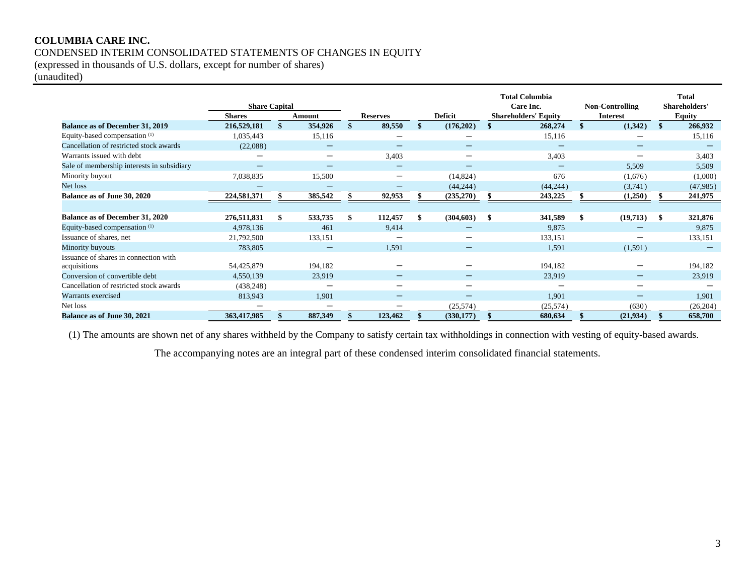**COLUMBIA CARE INC.**

CONDENSED INTERIM CONSOLIDATED STATEMENTS OF CHANGES IN EQUITY

(expressed in thousands of U.S. dollars, except for number of shares)

(unaudited)

| | Share Capital | | | | | Total Columbia Care Inc. | Non-Controlling | Total Shareholders' |
|---|---|---|---|---|---|---|---|---|
| | Shares | Amount | Reserves | Deficit | | Shareholders' Equity | Interest | Equity |
| **Balance as of December 31, 2019** | **216,529,181** | **$ 354,926** | **$ 89,550** | **$ (176,202)** | | **$ 268,274** | **$ (1,342)** | **$ 266,932** |
| Equity-based compensation [1] | 1,035,443 | 15,116 | — | — | | 15,116 | — | 15,116 |
| Cancellation of restricted stock awards | (22,088) | — | — | — | | — | — | — |
| Warrants issued with debt | — | — | 3,403 | — | | 3,403 | — | 3,403 |
| Sale of membership interests in subsidiary | — | — | — | — | | — | 5,509 | 5,509 |
| Minority buyout | 7,038,835 | 15,500 | — | (14,824) | | 676 | (1,676) | (1,000) |
| Net loss | — | — | — | (44,244) | | (44,244) | (3,741) | (47,985) |
| **Balance as of June 30, 2020** | **224,581,371** | **$ 385,542** | **$ 92,953** | **$ (235,270)** | | **$ 243,225** | **$ (1,250)** | **$ 241,975** |
| | | | | | | | | |
| **Balance as of December 31, 2020** | **276,511,831** | **$ 533,735** | **$ 112,457** | **$ (304,603)** | | **$ 341,589** | **$ (19,713)** | **$ 321,876** |
| Equity-based compensation [1] | 4,978,136 | 461 | 9,414 | — | | 9,875 | — | 9,875 |
| Issuance of shares, net | 21,792,500 | 133,151 | — | — | | 133,151 | — | 133,151 |
| Minority buyouts | 783,805 | — | 1,591 | — | | 1,591 | (1,591) | — |
| Issuance of shares in connection with acquisitions | 54,425,879 | 194,182 | — | — | | 194,182 | — | 194,182 |
| Conversion of convertible debt | 4,550,139 | 23,919 | — | — | | 23,919 | — | 23,919 |
| Cancellation of restricted stock awards | (438,248) | — | — | — | | — | — | — |
| Warrants exercised | 813,943 | 1,901 | — | — | | 1,901 | — | 1,901 |
| Net loss | — | — | — | (25,574) | | (25,574) | (630) | (26,204) |
| **Balance as of June 30, 2021** | **363,417,985** | **$ 887,349** | **$ 123,462** | **$ (330,177)** | | **$ 680,634** | **$ (21,934)** | **$ 658,700** |

(1) The amounts are shown net of any shares withheld by the Company to satisfy certain tax withholdings in connection with vesting of equity-based awards.

The accompanying notes are an integral part of these condensed interim consolidated financial statements.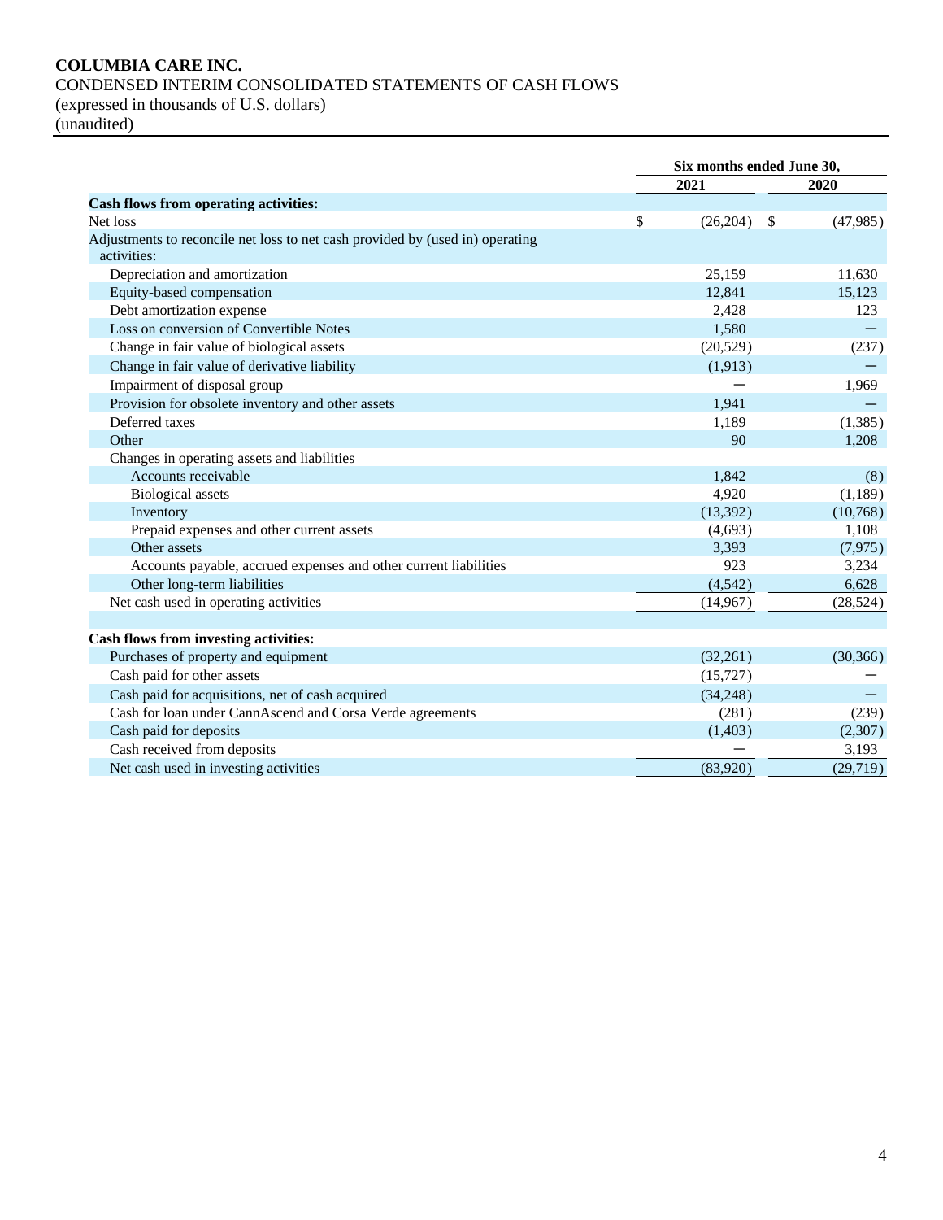**COLUMBIA CARE INC.**
CONDENSED INTERIM CONSOLIDATED STATEMENTS OF CASH FLOWS
(expressed in thousands of U.S. dollars)
(unaudited)

| | Six months ended June 30, | |
|---|---|---|
| | 2021 | 2020 |
| **Cash flows from operating activities:** | | |
| Net loss | $ (26,204) | $ (47,985) |
| Adjustments to reconcile net loss to net cash provided by (used in) operating activities: | | |
| Depreciation and amortization | 25,159 | 11,630 |
| Equity-based compensation | 12,841 | 15,123 |
| Debt amortization expense | 2,428 | 123 |
| Loss on conversion of Convertible Notes | 1,580 | — |
| Change in fair value of biological assets | (20,529) | (237) |
| Change in fair value of derivative liability | (1,913) | — |
| Impairment of disposal group | — | 1,969 |
| Provision for obsolete inventory and other assets | 1,941 | — |
| Deferred taxes | 1,189 | (1,385) |
| Other | 90 | 1,208 |
| Changes in operating assets and liabilities | | |
| Accounts receivable | 1,842 | (8) |
| Biological assets | 4,920 | (1,189) |
| Inventory | (13,392) | (10,768) |
| Prepaid expenses and other current assets | (4,693) | 1,108 |
| Other assets | 3,393 | (7,975) |
| Accounts payable, accrued expenses and other current liabilities | 923 | 3,234 |
| Other long-term liabilities | (4,542) | 6,628 |
| Net cash used in operating activities | (14,967) | (28,524) |
| | | |
| **Cash flows from investing activities:** | | |
| Purchases of property and equipment | (32,261) | (30,366) |
| Cash paid for other assets | (15,727) | — |
| Cash paid for acquisitions, net of cash acquired | (34,248) | — |
| Cash for loan under CannAscend and Corsa Verde agreements | (281) | (239) |
| Cash paid for deposits | (1,403) | (2,307) |
| Cash received from deposits | — | 3,193 |
| Net cash used in investing activities | (83,920) | (29,719) |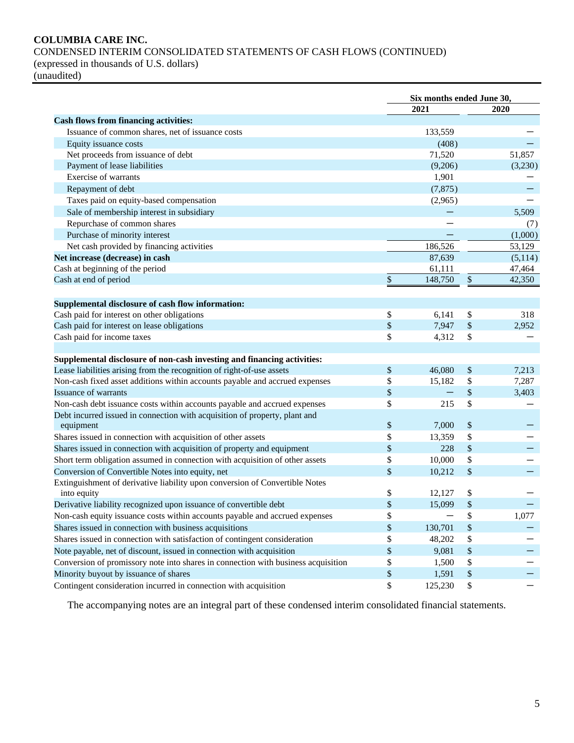**COLUMBIA CARE INC.**
CONDENSED INTERIM CONSOLIDATED STATEMENTS OF CASH FLOWS (CONTINUED)
(expressed in thousands of U.S. dollars)
(unaudited)

| | Six months ended June 30, | |
|---|---|---|
| | 2021 | 2020 |
| **Cash flows from financing activities:** | | |
| Issuance of common shares, net of issuance costs | 133,559 | — |
| Equity issuance costs | (408) | — |
| Net proceeds from issuance of debt | 71,520 | 51,857 |
| Payment of lease liabilities | (9,206) | (3,230) |
| Exercise of warrants | 1,901 | — |
| Repayment of debt | (7,875) | — |
| Taxes paid on equity-based compensation | (2,965) | — |
| Sale of membership interest in subsidiary | — | 5,509 |
| Repurchase of common shares | — | (7) |
| Purchase of minority interest | — | (1,000) |
| Net cash provided by financing activities | 186,526 | 53,129 |
| **Net increase (decrease) in cash** | 87,639 | (5,114) |
| Cash at beginning of the period | 61,111 | 47,464 |
| Cash at end of period | $ 148,750 | $ 42,350 |
| | | |
| **Supplemental disclosure of cash flow information:** | | |
| Cash paid for interest on other obligations | $ 6,141 | $ 318 |
| Cash paid for interest on lease obligations | $ 7,947 | $ 2,952 |
| Cash paid for income taxes | $ 4,312 | $ — |
| | | |
| **Supplemental disclosure of non-cash investing and financing activities:** | | |
| Lease liabilities arising from the recognition of right-of-use assets | $ 46,080 | $ 7,213 |
| Non-cash fixed asset additions within accounts payable and accrued expenses | $ 15,182 | $ 7,287 |
| Issuance of warrants | $ — | $ 3,403 |
| Non-cash debt issuance costs within accounts payable and accrued expenses | $ 215 | $ — |
| Debt incurred issued in connection with acquisition of property, plant and equipment | $ 7,000 | $ — |
| Shares issued in connection with acquisition of other assets | $ 13,359 | $ — |
| Shares issued in connection with acquisition of property and equipment | $ 228 | $ — |
| Short term obligation assumed in connection with acquisition of other assets | $ 10,000 | $ — |
| Conversion of Convertible Notes into equity, net | $ 10,212 | $ — |
| Extinguishment of derivative liability upon conversion of Convertible Notes into equity | $ 12,127 | $ — |
| Derivative liability recognized upon issuance of convertible debt | $ 15,099 | $ — |
| Non-cash equity issuance costs within accounts payable and accrued expenses | $ — | $ 1,077 |
| Shares issued in connection with business acquisitions | $ 130,701 | $ — |
| Shares issued in connection with satisfaction of contingent consideration | $ 48,202 | $ — |
| Note payable, net of discount, issued in connection with acquisition | $ 9,081 | $ — |
| Conversion of promissory note into shares in connection with business acquisition | $ 1,500 | $ — |
| Minority buyout by issuance of shares | $ 1,591 | $ — |
| Contingent consideration incurred in connection with acquisition | $ 125,230 | $ — |

The accompanying notes are an integral part of these condensed interim consolidated financial statements.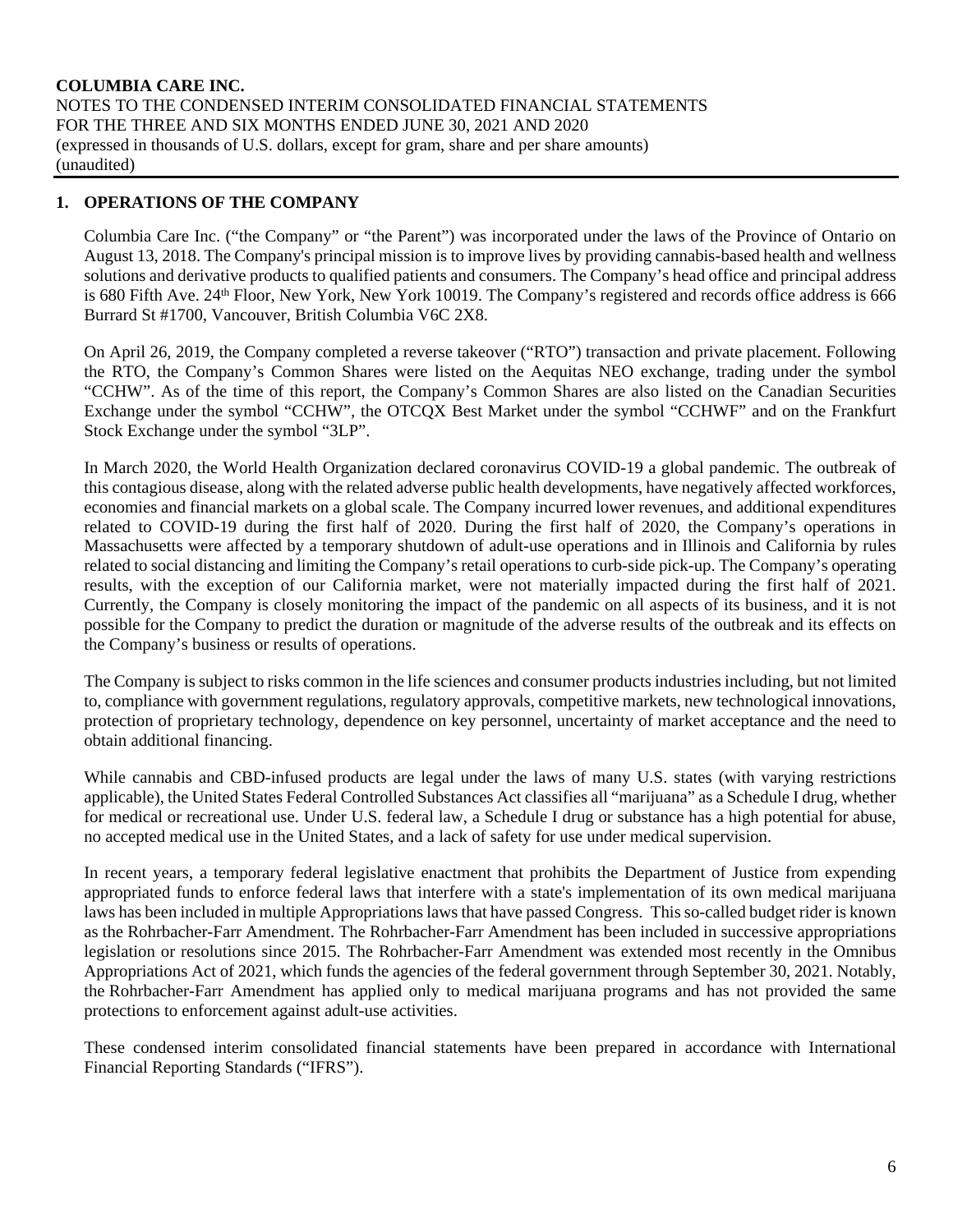## 1. OPERATIONS OF THE COMPANY

Columbia Care Inc. ("the Company" or "the Parent") was incorporated under the laws of the Province of Ontario on August 13, 2018. The Company's principal mission is to improve lives by providing cannabis-based health and wellness solutions and derivative products to qualified patients and consumers. The Company's head office and principal address is 680 Fifth Ave. 24th Floor, New York, New York 10019. The Company's registered and records office address is 666 Burrard St #1700, Vancouver, British Columbia V6C 2X8.

On April 26, 2019, the Company completed a reverse takeover ("RTO") transaction and private placement. Following the RTO, the Company's Common Shares were listed on the Aequitas NEO exchange, trading under the symbol "CCHW". As of the time of this report, the Company's Common Shares are also listed on the Canadian Securities Exchange under the symbol "CCHW", the OTCQX Best Market under the symbol "CCHWF" and on the Frankfurt Stock Exchange under the symbol "3LP".

In March 2020, the World Health Organization declared coronavirus COVID-19 a global pandemic. The outbreak of this contagious disease, along with the related adverse public health developments, have negatively affected workforces, economies and financial markets on a global scale. The Company incurred lower revenues, and additional expenditures related to COVID-19 during the first half of 2020. During the first half of 2020, the Company's operations in Massachusetts were affected by a temporary shutdown of adult-use operations and in Illinois and California by rules related to social distancing and limiting the Company's retail operations to curb-side pick-up. The Company's operating results, with the exception of our California market, were not materially impacted during the first half of 2021. Currently, the Company is closely monitoring the impact of the pandemic on all aspects of its business, and it is not possible for the Company to predict the duration or magnitude of the adverse results of the outbreak and its effects on the Company's business or results of operations.

The Company is subject to risks common in the life sciences and consumer products industries including, but not limited to, compliance with government regulations, regulatory approvals, competitive markets, new technological innovations, protection of proprietary technology, dependence on key personnel, uncertainty of market acceptance and the need to obtain additional financing.

While cannabis and CBD-infused products are legal under the laws of many U.S. states (with varying restrictions applicable), the United States Federal Controlled Substances Act classifies all "marijuana" as a Schedule I drug, whether for medical or recreational use. Under U.S. federal law, a Schedule I drug or substance has a high potential for abuse, no accepted medical use in the United States, and a lack of safety for use under medical supervision.

In recent years, a temporary federal legislative enactment that prohibits the Department of Justice from expending appropriated funds to enforce federal laws that interfere with a state's implementation of its own medical marijuana laws has been included in multiple Appropriations laws that have passed Congress. This so-called budget rider is known as the Rohrbacher-Farr Amendment. The Rohrbacher-Farr Amendment has been included in successive appropriations legislation or resolutions since 2015. The Rohrbacher-Farr Amendment was extended most recently in the Omnibus Appropriations Act of 2021, which funds the agencies of the federal government through September 30, 2021. Notably, the Rohrbacher-Farr Amendment has applied only to medical marijuana programs and has not provided the same protections to enforcement against adult-use activities.

These condensed interim consolidated financial statements have been prepared in accordance with International Financial Reporting Standards ("IFRS").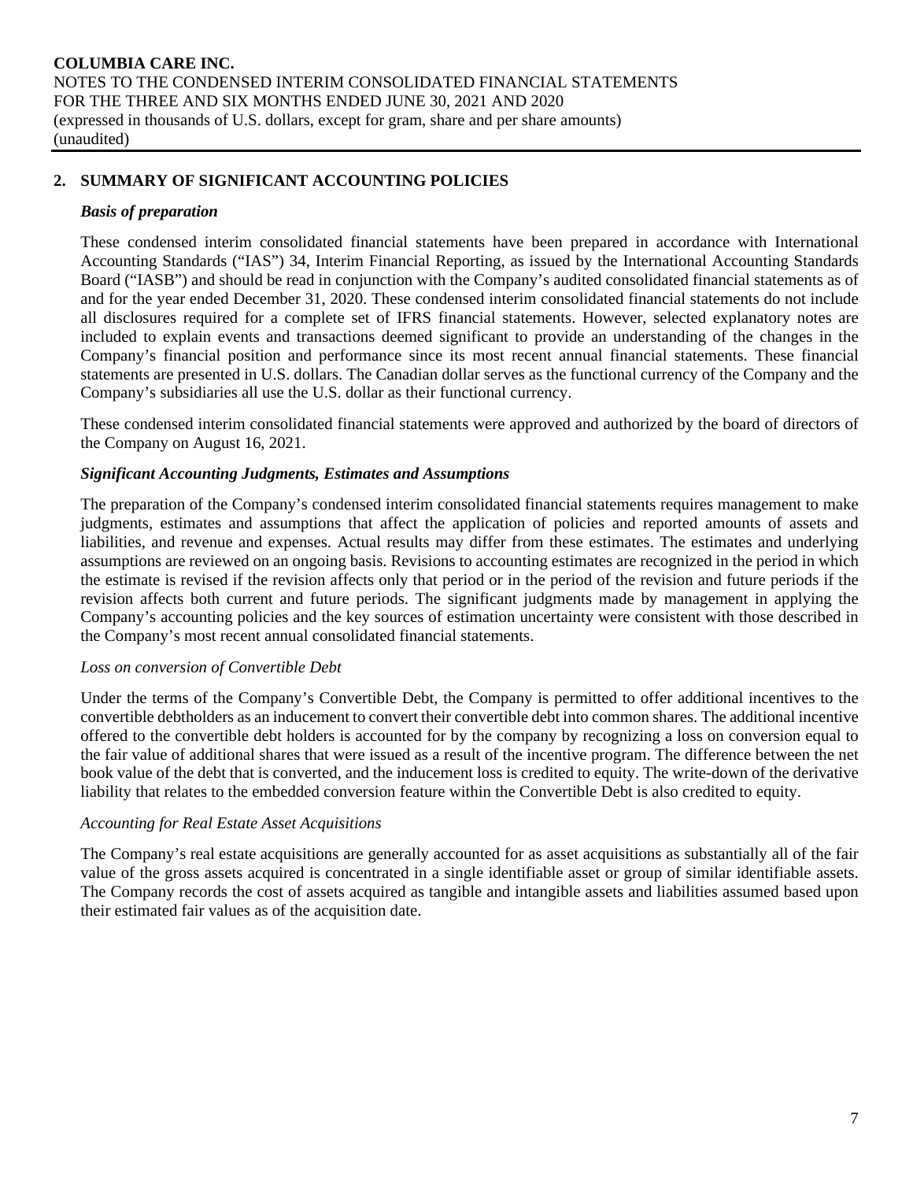## 2. SUMMARY OF SIGNIFICANT ACCOUNTING POLICIES

### *Basis of preparation*

These condensed interim consolidated financial statements have been prepared in accordance with International Accounting Standards ("IAS") 34, Interim Financial Reporting, as issued by the International Accounting Standards Board ("IASB") and should be read in conjunction with the Company's audited consolidated financial statements as of and for the year ended December 31, 2020. These condensed interim consolidated financial statements do not include all disclosures required for a complete set of IFRS financial statements. However, selected explanatory notes are included to explain events and transactions deemed significant to provide an understanding of the changes in the Company's financial position and performance since its most recent annual financial statements. These financial statements are presented in U.S. dollars. The Canadian dollar serves as the functional currency of the Company and the Company's subsidiaries all use the U.S. dollar as their functional currency.

These condensed interim consolidated financial statements were approved and authorized by the board of directors of the Company on August 16, 2021.

### *Significant Accounting Judgments, Estimates and Assumptions*

The preparation of the Company's condensed interim consolidated financial statements requires management to make judgments, estimates and assumptions that affect the application of policies and reported amounts of assets and liabilities, and revenue and expenses. Actual results may differ from these estimates. The estimates and underlying assumptions are reviewed on an ongoing basis. Revisions to accounting estimates are recognized in the period in which the estimate is revised if the revision affects only that period or in the period of the revision and future periods if the revision affects both current and future periods. The significant judgments made by management in applying the Company's accounting policies and the key sources of estimation uncertainty were consistent with those described in the Company's most recent annual consolidated financial statements.

*Loss on conversion of Convertible Debt*

Under the terms of the Company's Convertible Debt, the Company is permitted to offer additional incentives to the convertible debtholders as an inducement to convert their convertible debt into common shares. The additional incentive offered to the convertible debt holders is accounted for by the company by recognizing a loss on conversion equal to the fair value of additional shares that were issued as a result of the incentive program. The difference between the net book value of the debt that is converted, and the inducement loss is credited to equity. The write-down of the derivative liability that relates to the embedded conversion feature within the Convertible Debt is also credited to equity.

*Accounting for Real Estate Asset Acquisitions*

The Company's real estate acquisitions are generally accounted for as asset acquisitions as substantially all of the fair value of the gross assets acquired is concentrated in a single identifiable asset or group of similar identifiable assets. The Company records the cost of assets acquired as tangible and intangible assets and liabilities assumed based upon their estimated fair values as of the acquisition date.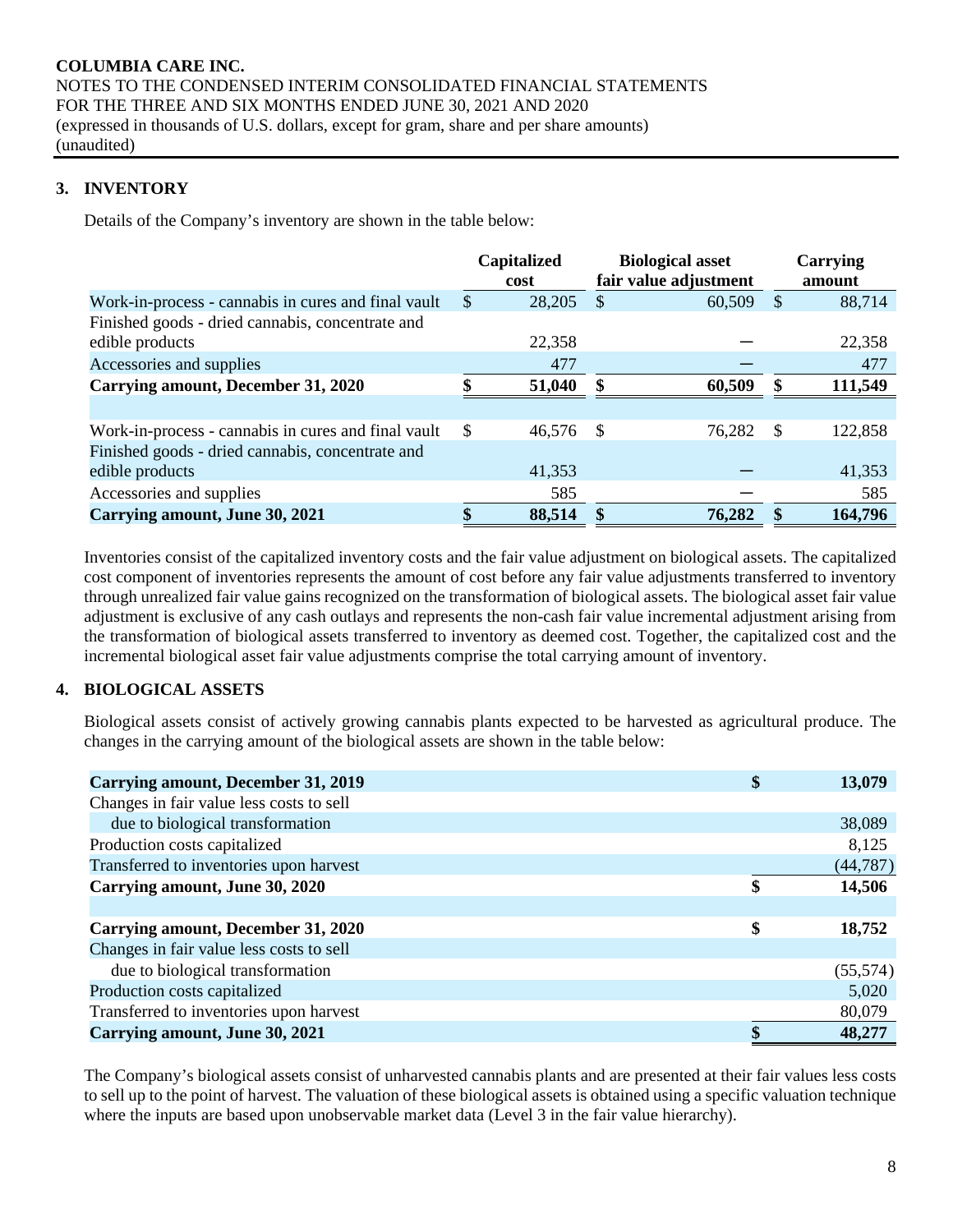## 3. INVENTORY

Details of the Company's inventory are shown in the table below:

| | Capitalized cost | Biological asset fair value adjustment | Carrying amount |
|---|---|---|---|
| Work-in-process - cannabis in cures and final vault | $ 28,205 | $ 60,509 | $ 88,714 |
| Finished goods - dried cannabis, concentrate and edible products | 22,358 | — | 22,358 |
| Accessories and supplies | 477 | — | 477 |
| **Carrying amount, December 31, 2020** | **$ 51,040** | **$ 60,509** | **$ 111,549** |
| | | | |
| Work-in-process - cannabis in cures and final vault | $ 46,576 | $ 76,282 | $ 122,858 |
| Finished goods - dried cannabis, concentrate and edible products | 41,353 | — | 41,353 |
| Accessories and supplies | 585 | — | 585 |
| **Carrying amount, June 30, 2021** | **$ 88,514** | **$ 76,282** | **$ 164,796** |

Inventories consist of the capitalized inventory costs and the fair value adjustment on biological assets. The capitalized cost component of inventories represents the amount of cost before any fair value adjustments transferred to inventory through unrealized fair value gains recognized on the transformation of biological assets. The biological asset fair value adjustment is exclusive of any cash outlays and represents the non-cash fair value incremental adjustment arising from the transformation of biological assets transferred to inventory as deemed cost. Together, the capitalized cost and the incremental biological asset fair value adjustments comprise the total carrying amount of inventory.

## 4. BIOLOGICAL ASSETS

Biological assets consist of actively growing cannabis plants expected to be harvested as agricultural produce. The changes in the carrying amount of the biological assets are shown in the table below:

| | |
|---|---|
| **Carrying amount, December 31, 2019** | **$ 13,079** |
| Changes in fair value less costs to sell due to biological transformation | 38,089 |
| Production costs capitalized | 8,125 |
| Transferred to inventories upon harvest | (44,787) |
| **Carrying amount, June 30, 2020** | **$ 14,506** |
| | |
| **Carrying amount, December 31, 2020** | **$ 18,752** |
| Changes in fair value less costs to sell due to biological transformation | (55,574) |
| Production costs capitalized | 5,020 |
| Transferred to inventories upon harvest | 80,079 |
| **Carrying amount, June 30, 2021** | **$ 48,277** |

The Company's biological assets consist of unharvested cannabis plants and are presented at their fair values less costs to sell up to the point of harvest. The valuation of these biological assets is obtained using a specific valuation technique where the inputs are based upon unobservable market data (Level 3 in the fair value hierarchy).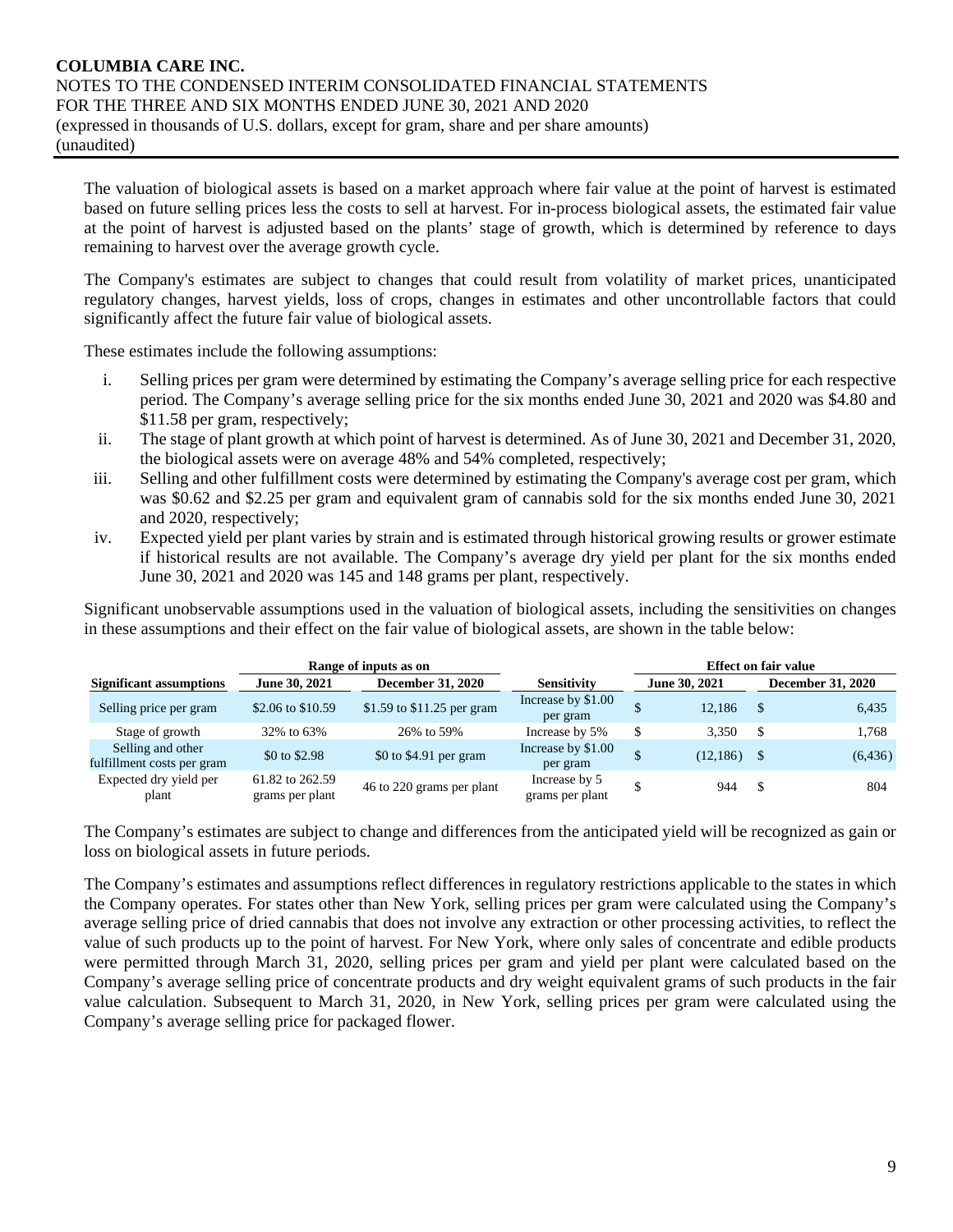The valuation of biological assets is based on a market approach where fair value at the point of harvest is estimated based on future selling prices less the costs to sell at harvest. For in-process biological assets, the estimated fair value at the point of harvest is adjusted based on the plants' stage of growth, which is determined by reference to days remaining to harvest over the average growth cycle.

The Company's estimates are subject to changes that could result from volatility of market prices, unanticipated regulatory changes, harvest yields, loss of crops, changes in estimates and other uncontrollable factors that could significantly affect the future fair value of biological assets.

These estimates include the following assumptions:

i. Selling prices per gram were determined by estimating the Company's average selling price for each respective period. The Company's average selling price for the six months ended June 30, 2021 and 2020 was $4.80 and $11.58 per gram, respectively;
ii. The stage of plant growth at which point of harvest is determined. As of June 30, 2021 and December 31, 2020, the biological assets were on average 48% and 54% completed, respectively;
iii. Selling and other fulfillment costs were determined by estimating the Company's average cost per gram, which was $0.62 and $2.25 per gram and equivalent gram of cannabis sold for the six months ended June 30, 2021 and 2020, respectively;
iv. Expected yield per plant varies by strain and is estimated through historical growing results or grower estimate if historical results are not available. The Company's average dry yield per plant for the six months ended June 30, 2021 and 2020 was 145 and 148 grams per plant, respectively.

Significant unobservable assumptions used in the valuation of biological assets, including the sensitivities on changes in these assumptions and their effect on the fair value of biological assets, are shown in the table below:

| | Range of inputs as on | | | Effect on fair value | |
|---|---|---|---|---|---|
| **Significant assumptions** | **June 30, 2021** | **December 31, 2020** | **Sensitivity** | **June 30, 2021** | **December 31, 2020** |
| Selling price per gram | $2.06 to $10.59 | $1.59 to $11.25 per gram | Increase by $1.00 per gram | $ 12,186 | $ 6,435 |
| Stage of growth | 32% to 63% | 26% to 59% | Increase by 5% | $ 3,350 | $ 1,768 |
| Selling and other fulfillment costs per gram | $0 to $2.98 | $0 to $4.91 per gram | Increase by $1.00 per gram | $ (12,186) | $ (6,436) |
| Expected dry yield per plant | 61.82 to 262.59 grams per plant | 46 to 220 grams per plant | Increase by 5 grams per plant | $ 944 | $ 804 |

The Company's estimates are subject to change and differences from the anticipated yield will be recognized as gain or loss on biological assets in future periods.

The Company's estimates and assumptions reflect differences in regulatory restrictions applicable to the states in which the Company operates. For states other than New York, selling prices per gram were calculated using the Company's average selling price of dried cannabis that does not involve any extraction or other processing activities, to reflect the value of such products up to the point of harvest. For New York, where only sales of concentrate and edible products were permitted through March 31, 2020, selling prices per gram and yield per plant were calculated based on the Company's average selling price of concentrate products and dry weight equivalent grams of such products in the fair value calculation. Subsequent to March 31, 2020, in New York, selling prices per gram were calculated using the Company's average selling price for packaged flower.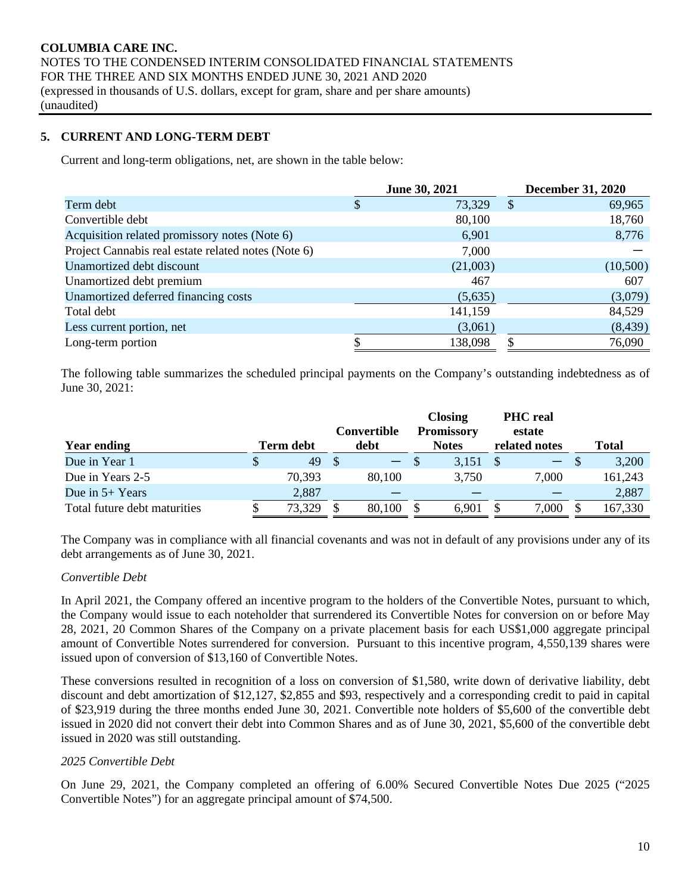# 5. CURRENT AND LONG-TERM DEBT

Current and long-term obligations, net, are shown in the table below:

| | June 30, 2021 | December 31, 2020 |
|---|---|---|
| Term debt | $ 73,329 | $ 69,965 |
| Convertible debt | 80,100 | 18,760 |
| Acquisition related promissory notes (Note 6) | 6,901 | 8,776 |
| Project Cannabis real estate related notes (Note 6) | 7,000 | — |
| Unamortized debt discount | (21,003) | (10,500) |
| Unamortized debt premium | 467 | 607 |
| Unamortized deferred financing costs | (5,635) | (3,079) |
| Total debt | 141,159 | 84,529 |
| Less current portion, net | (3,061) | (8,439) |
| Long-term portion | $ 138,098 | $ 76,090 |

The following table summarizes the scheduled principal payments on the Company's outstanding indebtedness as of June 30, 2021:

| Year ending | Term debt | Convertible debt | Closing Promissory Notes | PHC real estate related notes | Total |
|---|---|---|---|---|---|
| Due in Year 1 | $ 49 | $ — | $ 3,151 | $ — | $ 3,200 |
| Due in Years 2-5 | 70,393 | 80,100 | 3,750 | 7,000 | 161,243 |
| Due in 5+ Years | 2,887 | — | — | — | 2,887 |
| Total future debt maturities | $ 73,329 | $ 80,100 | $ 6,901 | $ 7,000 | $ 167,330 |

The Company was in compliance with all financial covenants and was not in default of any provisions under any of its debt arrangements as of June 30, 2021.

*Convertible Debt*

In April 2021, the Company offered an incentive program to the holders of the Convertible Notes, pursuant to which, the Company would issue to each noteholder that surrendered its Convertible Notes for conversion on or before May 28, 2021, 20 Common Shares of the Company on a private placement basis for each US$1,000 aggregate principal amount of Convertible Notes surrendered for conversion. Pursuant to this incentive program, 4,550,139 shares were issued upon of conversion of $13,160 of Convertible Notes.

These conversions resulted in recognition of a loss on conversion of $1,580, write down of derivative liability, debt discount and debt amortization of $12,127, $2,855 and $93, respectively and a corresponding credit to paid in capital of $23,919 during the three months ended June 30, 2021. Convertible note holders of $5,600 of the convertible debt issued in 2020 did not convert their debt into Common Shares and as of June 30, 2021, $5,600 of the convertible debt issued in 2020 was still outstanding.

*2025 Convertible Debt*

On June 29, 2021, the Company completed an offering of 6.00% Secured Convertible Notes Due 2025 ("2025 Convertible Notes") for an aggregate principal amount of $74,500.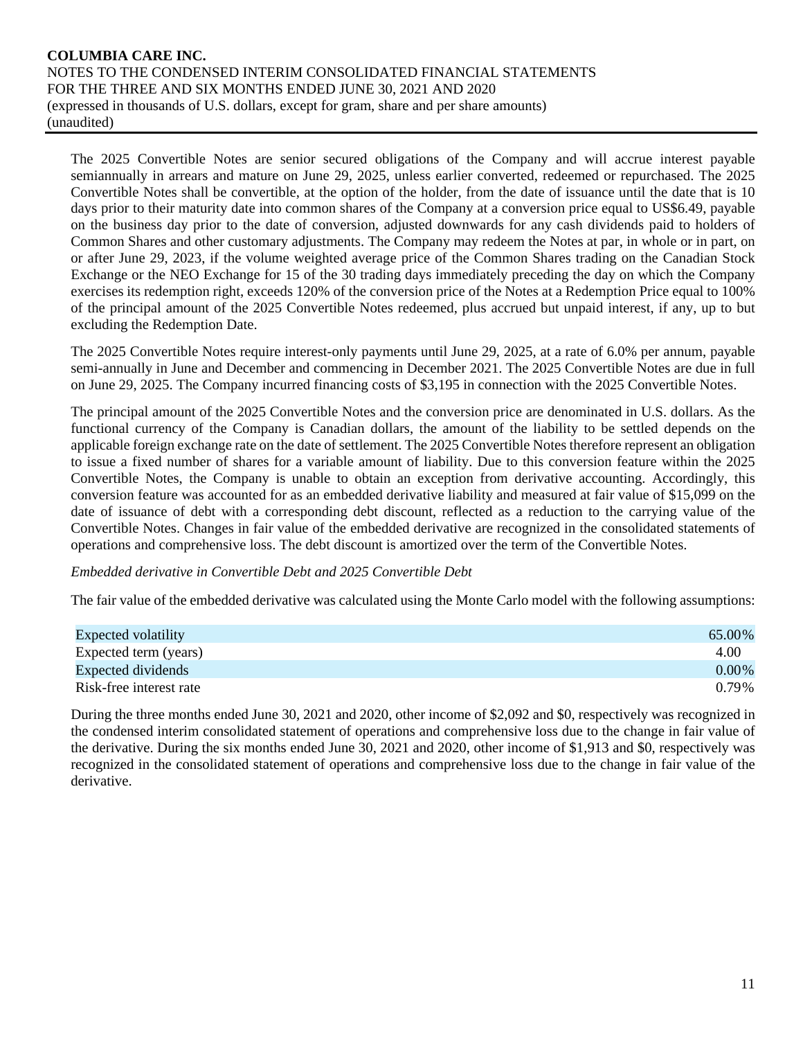The 2025 Convertible Notes are senior secured obligations of the Company and will accrue interest payable semiannually in arrears and mature on June 29, 2025, unless earlier converted, redeemed or repurchased. The 2025 Convertible Notes shall be convertible, at the option of the holder, from the date of issuance until the date that is 10 days prior to their maturity date into common shares of the Company at a conversion price equal to US$6.49, payable on the business day prior to the date of conversion, adjusted downwards for any cash dividends paid to holders of Common Shares and other customary adjustments. The Company may redeem the Notes at par, in whole or in part, on or after June 29, 2023, if the volume weighted average price of the Common Shares trading on the Canadian Stock Exchange or the NEO Exchange for 15 of the 30 trading days immediately preceding the day on which the Company exercises its redemption right, exceeds 120% of the conversion price of the Notes at a Redemption Price equal to 100% of the principal amount of the 2025 Convertible Notes redeemed, plus accrued but unpaid interest, if any, up to but excluding the Redemption Date.

The 2025 Convertible Notes require interest-only payments until June 29, 2025, at a rate of 6.0% per annum, payable semi-annually in June and December and commencing in December 2021. The 2025 Convertible Notes are due in full on June 29, 2025. The Company incurred financing costs of $3,195 in connection with the 2025 Convertible Notes.

The principal amount of the 2025 Convertible Notes and the conversion price are denominated in U.S. dollars. As the functional currency of the Company is Canadian dollars, the amount of the liability to be settled depends on the applicable foreign exchange rate on the date of settlement. The 2025 Convertible Notes therefore represent an obligation to issue a fixed number of shares for a variable amount of liability. Due to this conversion feature within the 2025 Convertible Notes, the Company is unable to obtain an exception from derivative accounting. Accordingly, this conversion feature was accounted for as an embedded derivative liability and measured at fair value of $15,099 on the date of issuance of debt with a corresponding debt discount, reflected as a reduction to the carrying value of the Convertible Notes. Changes in fair value of the embedded derivative are recognized in the consolidated statements of operations and comprehensive loss. The debt discount is amortized over the term of the Convertible Notes.

*Embedded derivative in Convertible Debt and 2025 Convertible Debt*

The fair value of the embedded derivative was calculated using the Monte Carlo model with the following assumptions:

| | |
|---|---|
| Expected volatility | 65.00% |
| Expected term (years) | 4.00 |
| Expected dividends | 0.00% |
| Risk-free interest rate | 0.79% |

During the three months ended June 30, 2021 and 2020, other income of $2,092 and $0, respectively was recognized in the condensed interim consolidated statement of operations and comprehensive loss due to the change in fair value of the derivative. During the six months ended June 30, 2021 and 2020, other income of $1,913 and $0, respectively was recognized in the consolidated statement of operations and comprehensive loss due to the change in fair value of the derivative.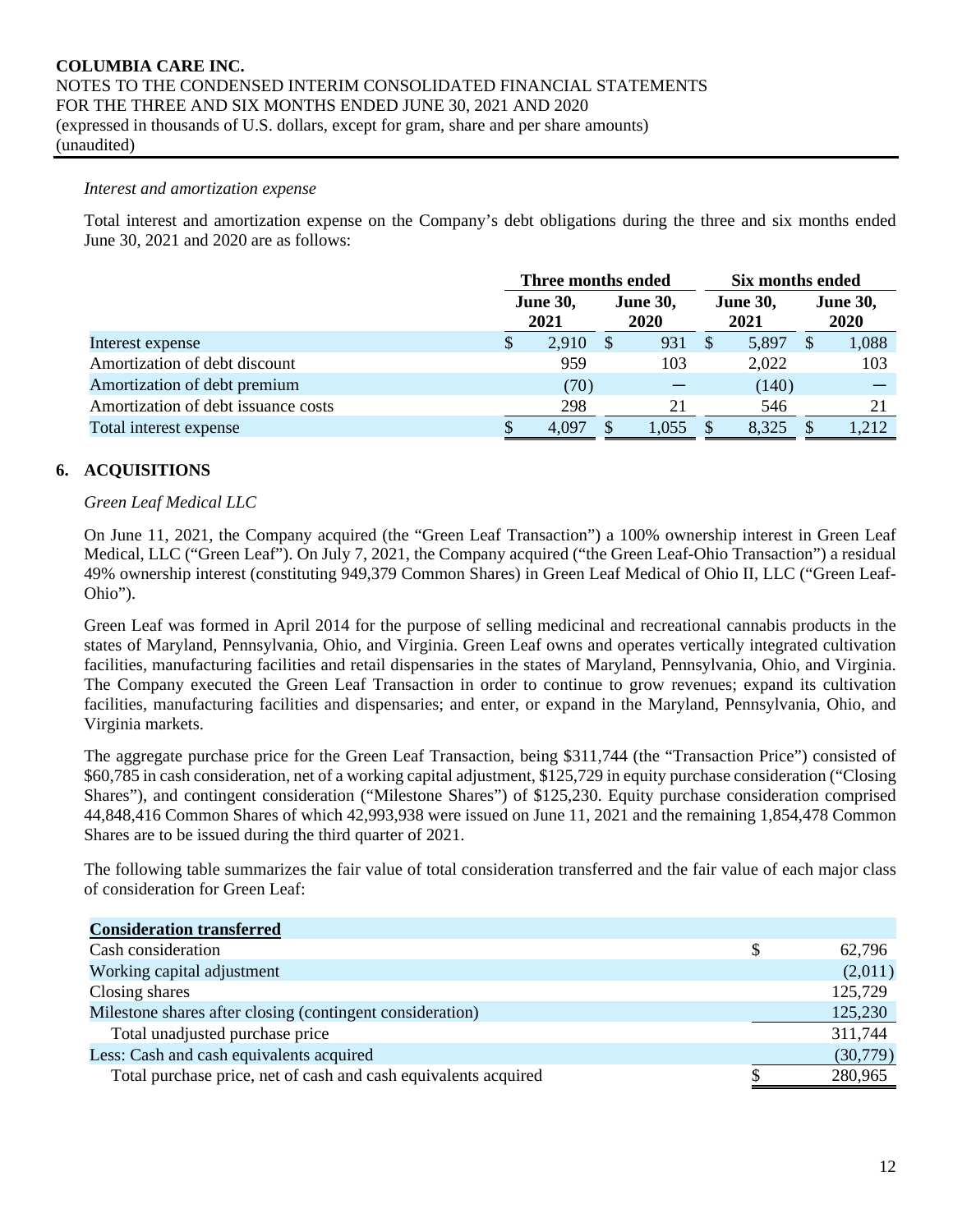*Interest and amortization expense*

Total interest and amortization expense on the Company's debt obligations during the three and six months ended June 30, 2021 and 2020 are as follows:

| | Three months ended | | Six months ended | |
|---|---|---|---|---|
| | June 30, 2021 | June 30, 2020 | June 30, 2021 | June 30, 2020 |
| Interest expense | $ 2,910 | $ 931 | $ 5,897 | $ 1,088 |
| Amortization of debt discount | 959 | 103 | 2,022 | 103 |
| Amortization of debt premium | (70) | — | (140) | — |
| Amortization of debt issuance costs | 298 | 21 | 546 | 21 |
| Total interest expense | $ 4,097 | $ 1,055 | $ 8,325 | $ 1,212 |

## 6. ACQUISITIONS

*Green Leaf Medical LLC*

On June 11, 2021, the Company acquired (the "Green Leaf Transaction") a 100% ownership interest in Green Leaf Medical, LLC ("Green Leaf"). On July 7, 2021, the Company acquired ("the Green Leaf-Ohio Transaction") a residual 49% ownership interest (constituting 949,379 Common Shares) in Green Leaf Medical of Ohio II, LLC ("Green Leaf-Ohio").

Green Leaf was formed in April 2014 for the purpose of selling medicinal and recreational cannabis products in the states of Maryland, Pennsylvania, Ohio, and Virginia. Green Leaf owns and operates vertically integrated cultivation facilities, manufacturing facilities and retail dispensaries in the states of Maryland, Pennsylvania, Ohio, and Virginia. The Company executed the Green Leaf Transaction in order to continue to grow revenues; expand its cultivation facilities, manufacturing facilities and dispensaries; and enter, or expand in the Maryland, Pennsylvania, Ohio, and Virginia markets.

The aggregate purchase price for the Green Leaf Transaction, being $311,744 (the "Transaction Price") consisted of $60,785 in cash consideration, net of a working capital adjustment, $125,729 in equity purchase consideration ("Closing Shares"), and contingent consideration ("Milestone Shares") of $125,230. Equity purchase consideration comprised 44,848,416 Common Shares of which 42,993,938 were issued on June 11, 2021 and the remaining 1,854,478 Common Shares are to be issued during the third quarter of 2021.

The following table summarizes the fair value of total consideration transferred and the fair value of each major class of consideration for Green Leaf:

| **Consideration transferred** | |
|---|---|
| Cash consideration | $ 62,796 |
| Working capital adjustment | (2,011) |
| Closing shares | 125,729 |
| Milestone shares after closing (contingent consideration) | 125,230 |
| Total unadjusted purchase price | 311,744 |
| Less: Cash and cash equivalents acquired | (30,779) |
| Total purchase price, net of cash and cash equivalents acquired | $ 280,965 |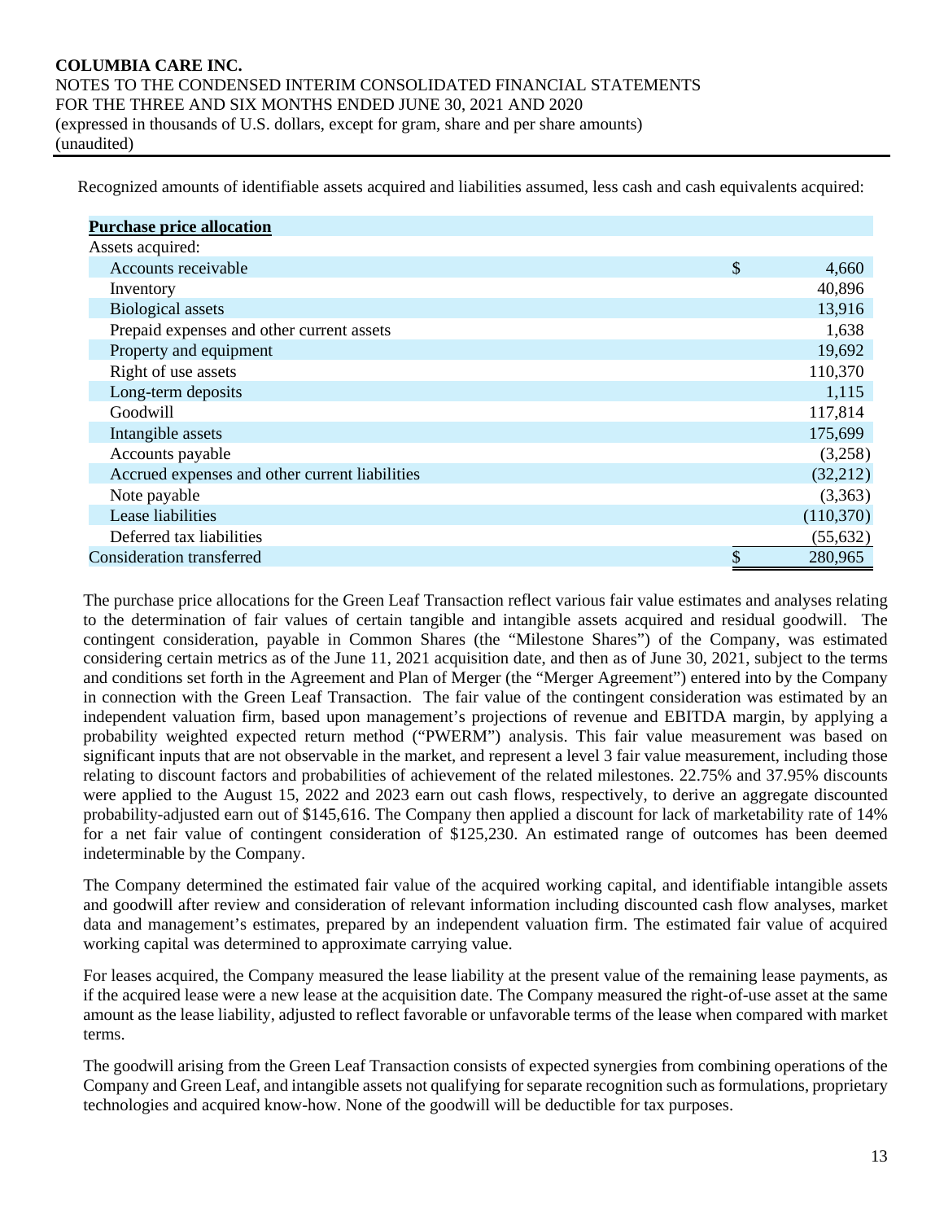Recognized amounts of identifiable assets acquired and liabilities assumed, less cash and cash equivalents acquired:

| **Purchase price allocation** | |
|---|---|
| Assets acquired: | |
| Accounts receivable | $ 4,660 |
| Inventory | 40,896 |
| Biological assets | 13,916 |
| Prepaid expenses and other current assets | 1,638 |
| Property and equipment | 19,692 |
| Right of use assets | 110,370 |
| Long-term deposits | 1,115 |
| Goodwill | 117,814 |
| Intangible assets | 175,699 |
| Accounts payable | (3,258) |
| Accrued expenses and other current liabilities | (32,212) |
| Note payable | (3,363) |
| Lease liabilities | (110,370) |
| Deferred tax liabilities | (55,632) |
| Consideration transferred | $ 280,965 |

The purchase price allocations for the Green Leaf Transaction reflect various fair value estimates and analyses relating to the determination of fair values of certain tangible and intangible assets acquired and residual goodwill. The contingent consideration, payable in Common Shares (the "Milestone Shares") of the Company, was estimated considering certain metrics as of the June 11, 2021 acquisition date, and then as of June 30, 2021, subject to the terms and conditions set forth in the Agreement and Plan of Merger (the "Merger Agreement") entered into by the Company in connection with the Green Leaf Transaction. The fair value of the contingent consideration was estimated by an independent valuation firm, based upon management's projections of revenue and EBITDA margin, by applying a probability weighted expected return method ("PWERM") analysis. This fair value measurement was based on significant inputs that are not observable in the market, and represent a level 3 fair value measurement, including those relating to discount factors and probabilities of achievement of the related milestones. 22.75% and 37.95% discounts were applied to the August 15, 2022 and 2023 earn out cash flows, respectively, to derive an aggregate discounted probability-adjusted earn out of $145,616. The Company then applied a discount for lack of marketability rate of 14% for a net fair value of contingent consideration of $125,230. An estimated range of outcomes has been deemed indeterminable by the Company.

The Company determined the estimated fair value of the acquired working capital, and identifiable intangible assets and goodwill after review and consideration of relevant information including discounted cash flow analyses, market data and management's estimates, prepared by an independent valuation firm. The estimated fair value of acquired working capital was determined to approximate carrying value.

For leases acquired, the Company measured the lease liability at the present value of the remaining lease payments, as if the acquired lease were a new lease at the acquisition date. The Company measured the right-of-use asset at the same amount as the lease liability, adjusted to reflect favorable or unfavorable terms of the lease when compared with market terms.

The goodwill arising from the Green Leaf Transaction consists of expected synergies from combining operations of the Company and Green Leaf, and intangible assets not qualifying for separate recognition such as formulations, proprietary technologies and acquired know-how. None of the goodwill will be deductible for tax purposes.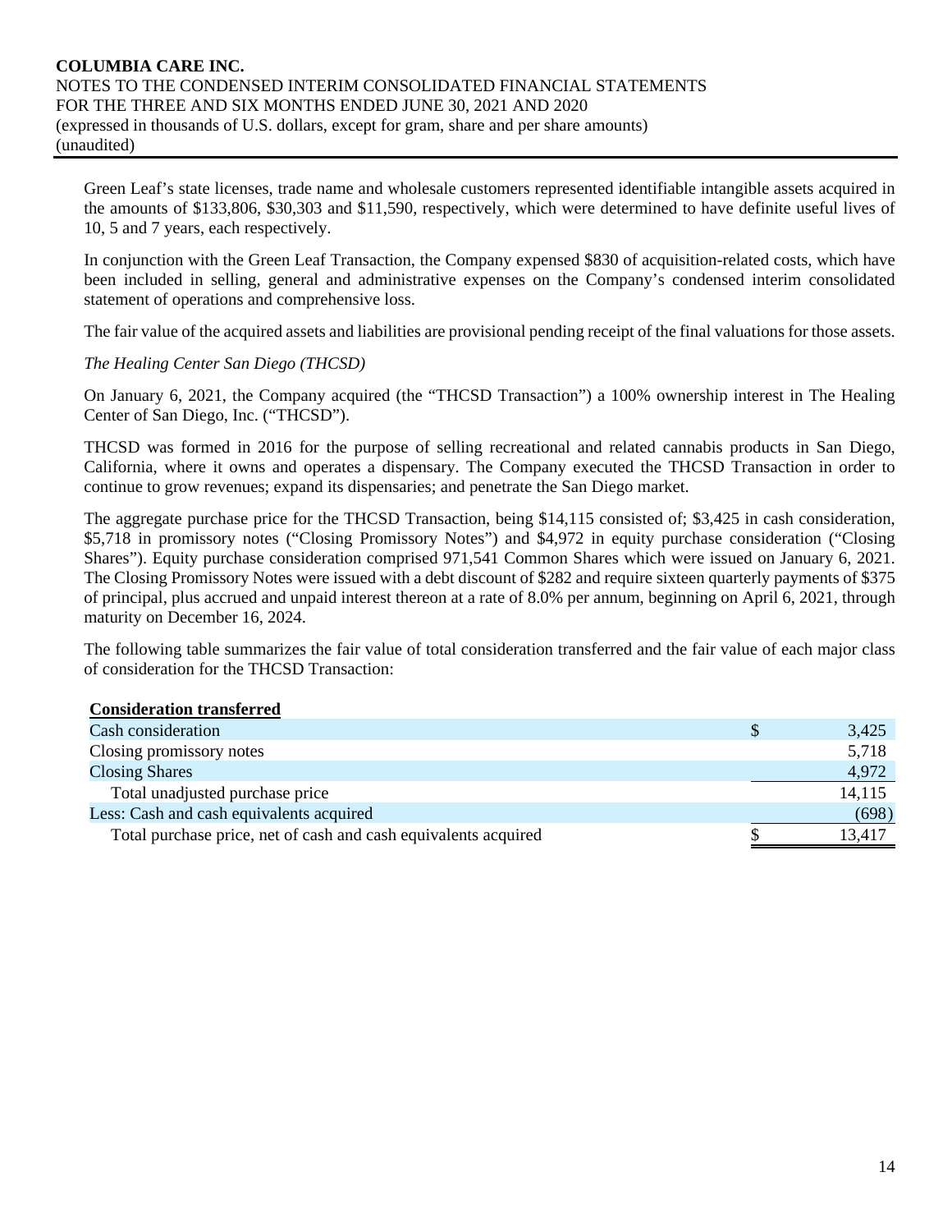Green Leaf's state licenses, trade name and wholesale customers represented identifiable intangible assets acquired in the amounts of $133,806, $30,303 and $11,590, respectively, which were determined to have definite useful lives of 10, 5 and 7 years, each respectively.

In conjunction with the Green Leaf Transaction, the Company expensed $830 of acquisition-related costs, which have been included in selling, general and administrative expenses on the Company's condensed interim consolidated statement of operations and comprehensive loss.

The fair value of the acquired assets and liabilities are provisional pending receipt of the final valuations for those assets.

*The Healing Center San Diego (THCSD)*

On January 6, 2021, the Company acquired (the "THCSD Transaction") a 100% ownership interest in The Healing Center of San Diego, Inc. ("THCSD").

THCSD was formed in 2016 for the purpose of selling recreational and related cannabis products in San Diego, California, where it owns and operates a dispensary. The Company executed the THCSD Transaction in order to continue to grow revenues; expand its dispensaries; and penetrate the San Diego market.

The aggregate purchase price for the THCSD Transaction, being $14,115 consisted of; $3,425 in cash consideration, $5,718 in promissory notes ("Closing Promissory Notes") and $4,972 in equity purchase consideration ("Closing Shares"). Equity purchase consideration comprised 971,541 Common Shares which were issued on January 6, 2021. The Closing Promissory Notes were issued with a debt discount of $282 and require sixteen quarterly payments of $375 of principal, plus accrued and unpaid interest thereon at a rate of 8.0% per annum, beginning on April 6, 2021, through maturity on December 16, 2024.

The following table summarizes the fair value of total consideration transferred and the fair value of each major class of consideration for the THCSD Transaction:

| **Consideration transferred** | |
|---|---|
| Cash consideration | $ 3,425 |
| Closing promissory notes | 5,718 |
| Closing Shares | 4,972 |
| Total unadjusted purchase price | 14,115 |
| Less: Cash and cash equivalents acquired | (698) |
| Total purchase price, net of cash and cash equivalents acquired | $ 13,417 |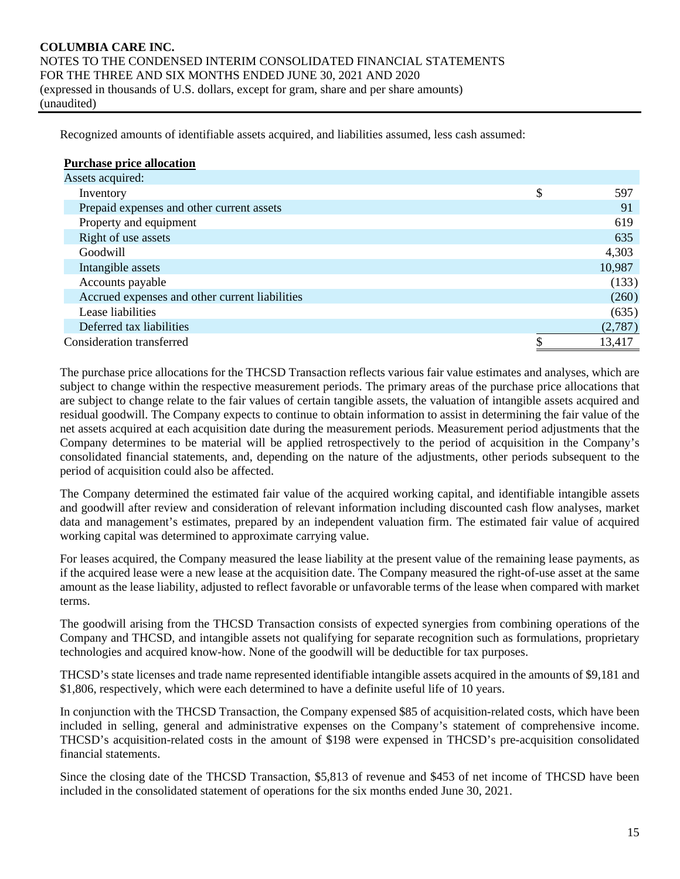Recognized amounts of identifiable assets acquired, and liabilities assumed, less cash assumed:

| **Purchase price allocation** | |
|---|---|
| Assets acquired: | |
| Inventory | $ 597 |
| Prepaid expenses and other current assets | 91 |
| Property and equipment | 619 |
| Right of use assets | 635 |
| Goodwill | 4,303 |
| Intangible assets | 10,987 |
| Accounts payable | (133) |
| Accrued expenses and other current liabilities | (260) |
| Lease liabilities | (635) |
| Deferred tax liabilities | (2,787) |
| Consideration transferred | $ 13,417 |

The purchase price allocations for the THCSD Transaction reflects various fair value estimates and analyses, which are subject to change within the respective measurement periods. The primary areas of the purchase price allocations that are subject to change relate to the fair values of certain tangible assets, the valuation of intangible assets acquired and residual goodwill. The Company expects to continue to obtain information to assist in determining the fair value of the net assets acquired at each acquisition date during the measurement periods. Measurement period adjustments that the Company determines to be material will be applied retrospectively to the period of acquisition in the Company's consolidated financial statements, and, depending on the nature of the adjustments, other periods subsequent to the period of acquisition could also be affected.

The Company determined the estimated fair value of the acquired working capital, and identifiable intangible assets and goodwill after review and consideration of relevant information including discounted cash flow analyses, market data and management's estimates, prepared by an independent valuation firm. The estimated fair value of acquired working capital was determined to approximate carrying value.

For leases acquired, the Company measured the lease liability at the present value of the remaining lease payments, as if the acquired lease were a new lease at the acquisition date. The Company measured the right-of-use asset at the same amount as the lease liability, adjusted to reflect favorable or unfavorable terms of the lease when compared with market terms.

The goodwill arising from the THCSD Transaction consists of expected synergies from combining operations of the Company and THCSD, and intangible assets not qualifying for separate recognition such as formulations, proprietary technologies and acquired know-how. None of the goodwill will be deductible for tax purposes.

THCSD's state licenses and trade name represented identifiable intangible assets acquired in the amounts of $9,181 and $1,806, respectively, which were each determined to have a definite useful life of 10 years.

In conjunction with the THCSD Transaction, the Company expensed $85 of acquisition-related costs, which have been included in selling, general and administrative expenses on the Company's statement of comprehensive income. THCSD's acquisition-related costs in the amount of $198 were expensed in THCSD's pre-acquisition consolidated financial statements.

Since the closing date of the THCSD Transaction, $5,813 of revenue and $453 of net income of THCSD have been included in the consolidated statement of operations for the six months ended June 30, 2021.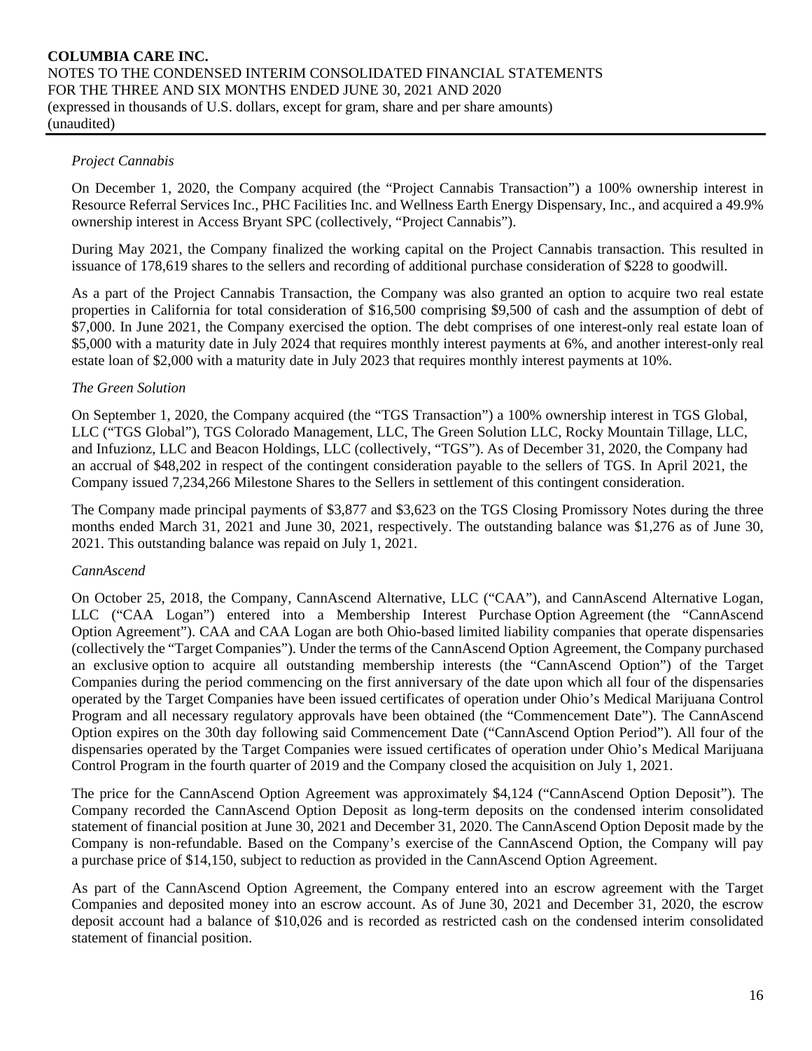*Project Cannabis*

On December 1, 2020, the Company acquired (the "Project Cannabis Transaction") a 100% ownership interest in Resource Referral Services Inc., PHC Facilities Inc. and Wellness Earth Energy Dispensary, Inc., and acquired a 49.9% ownership interest in Access Bryant SPC (collectively, "Project Cannabis").

During May 2021, the Company finalized the working capital on the Project Cannabis transaction. This resulted in issuance of 178,619 shares to the sellers and recording of additional purchase consideration of $228 to goodwill.

As a part of the Project Cannabis Transaction, the Company was also granted an option to acquire two real estate properties in California for total consideration of $16,500 comprising $9,500 of cash and the assumption of debt of $7,000. In June 2021, the Company exercised the option. The debt comprises of one interest-only real estate loan of $5,000 with a maturity date in July 2024 that requires monthly interest payments at 6%, and another interest-only real estate loan of $2,000 with a maturity date in July 2023 that requires monthly interest payments at 10%.

*The Green Solution*

On September 1, 2020, the Company acquired (the "TGS Transaction") a 100% ownership interest in TGS Global, LLC ("TGS Global"), TGS Colorado Management, LLC, The Green Solution LLC, Rocky Mountain Tillage, LLC, and Infuzionz, LLC and Beacon Holdings, LLC (collectively, "TGS"). As of December 31, 2020, the Company had an accrual of $48,202 in respect of the contingent consideration payable to the sellers of TGS. In April 2021, the Company issued 7,234,266 Milestone Shares to the Sellers in settlement of this contingent consideration.

The Company made principal payments of $3,877 and $3,623 on the TGS Closing Promissory Notes during the three months ended March 31, 2021 and June 30, 2021, respectively. The outstanding balance was $1,276 as of June 30, 2021. This outstanding balance was repaid on July 1, 2021.

*CannAscend*

On October 25, 2018, the Company, CannAscend Alternative, LLC ("CAA"), and CannAscend Alternative Logan, LLC ("CAA Logan") entered into a Membership Interest Purchase Option Agreement (the "CannAscend Option Agreement"). CAA and CAA Logan are both Ohio-based limited liability companies that operate dispensaries (collectively the "Target Companies"). Under the terms of the CannAscend Option Agreement, the Company purchased an exclusive option to acquire all outstanding membership interests (the "CannAscend Option") of the Target Companies during the period commencing on the first anniversary of the date upon which all four of the dispensaries operated by the Target Companies have been issued certificates of operation under Ohio's Medical Marijuana Control Program and all necessary regulatory approvals have been obtained (the "Commencement Date"). The CannAscend Option expires on the 30th day following said Commencement Date ("CannAscend Option Period"). All four of the dispensaries operated by the Target Companies were issued certificates of operation under Ohio's Medical Marijuana Control Program in the fourth quarter of 2019 and the Company closed the acquisition on July 1, 2021.

The price for the CannAscend Option Agreement was approximately $4,124 ("CannAscend Option Deposit"). The Company recorded the CannAscend Option Deposit as long-term deposits on the condensed interim consolidated statement of financial position at June 30, 2021 and December 31, 2020. The CannAscend Option Deposit made by the Company is non-refundable. Based on the Company's exercise of the CannAscend Option, the Company will pay a purchase price of $14,150, subject to reduction as provided in the CannAscend Option Agreement.

As part of the CannAscend Option Agreement, the Company entered into an escrow agreement with the Target Companies and deposited money into an escrow account. As of June 30, 2021 and December 31, 2020, the escrow deposit account had a balance of $10,026 and is recorded as restricted cash on the condensed interim consolidated statement of financial position.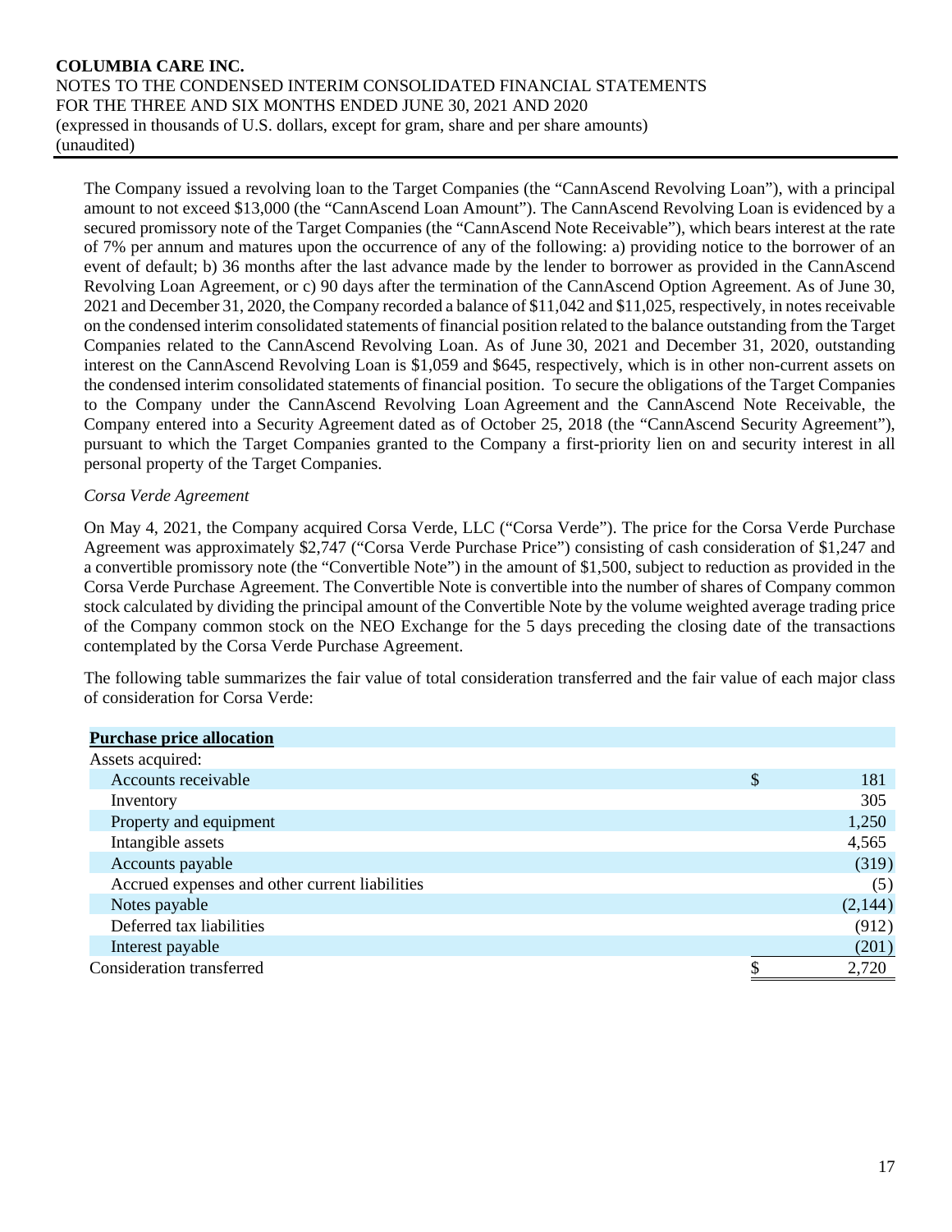The Company issued a revolving loan to the Target Companies (the "CannAscend Revolving Loan"), with a principal amount to not exceed $13,000 (the "CannAscend Loan Amount"). The CannAscend Revolving Loan is evidenced by a secured promissory note of the Target Companies (the "CannAscend Note Receivable"), which bears interest at the rate of 7% per annum and matures upon the occurrence of any of the following: a) providing notice to the borrower of an event of default; b) 36 months after the last advance made by the lender to borrower as provided in the CannAscend Revolving Loan Agreement, or c) 90 days after the termination of the CannAscend Option Agreement. As of June 30, 2021 and December 31, 2020, the Company recorded a balance of $11,042 and $11,025, respectively, in notes receivable on the condensed interim consolidated statements of financial position related to the balance outstanding from the Target Companies related to the CannAscend Revolving Loan. As of June 30, 2021 and December 31, 2020, outstanding interest on the CannAscend Revolving Loan is $1,059 and $645, respectively, which is in other non-current assets on the condensed interim consolidated statements of financial position. To secure the obligations of the Target Companies to the Company under the CannAscend Revolving Loan Agreement and the CannAscend Note Receivable, the Company entered into a Security Agreement dated as of October 25, 2018 (the "CannAscend Security Agreement"), pursuant to which the Target Companies granted to the Company a first-priority lien on and security interest in all personal property of the Target Companies.

*Corsa Verde Agreement*

On May 4, 2021, the Company acquired Corsa Verde, LLC ("Corsa Verde"). The price for the Corsa Verde Purchase Agreement was approximately $2,747 ("Corsa Verde Purchase Price") consisting of cash consideration of $1,247 and a convertible promissory note (the "Convertible Note") in the amount of $1,500, subject to reduction as provided in the Corsa Verde Purchase Agreement. The Convertible Note is convertible into the number of shares of Company common stock calculated by dividing the principal amount of the Convertible Note by the volume weighted average trading price of the Company common stock on the NEO Exchange for the 5 days preceding the closing date of the transactions contemplated by the Corsa Verde Purchase Agreement.

The following table summarizes the fair value of total consideration transferred and the fair value of each major class of consideration for Corsa Verde:

| **Purchase price allocation** | |
|---|---|
| Assets acquired: | |
| Accounts receivable | $ 181 |
| Inventory | 305 |
| Property and equipment | 1,250 |
| Intangible assets | 4,565 |
| Accounts payable | (319) |
| Accrued expenses and other current liabilities | (5) |
| Notes payable | (2,144) |
| Deferred tax liabilities | (912) |
| Interest payable | (201) |
| Consideration transferred | $ 2,720 |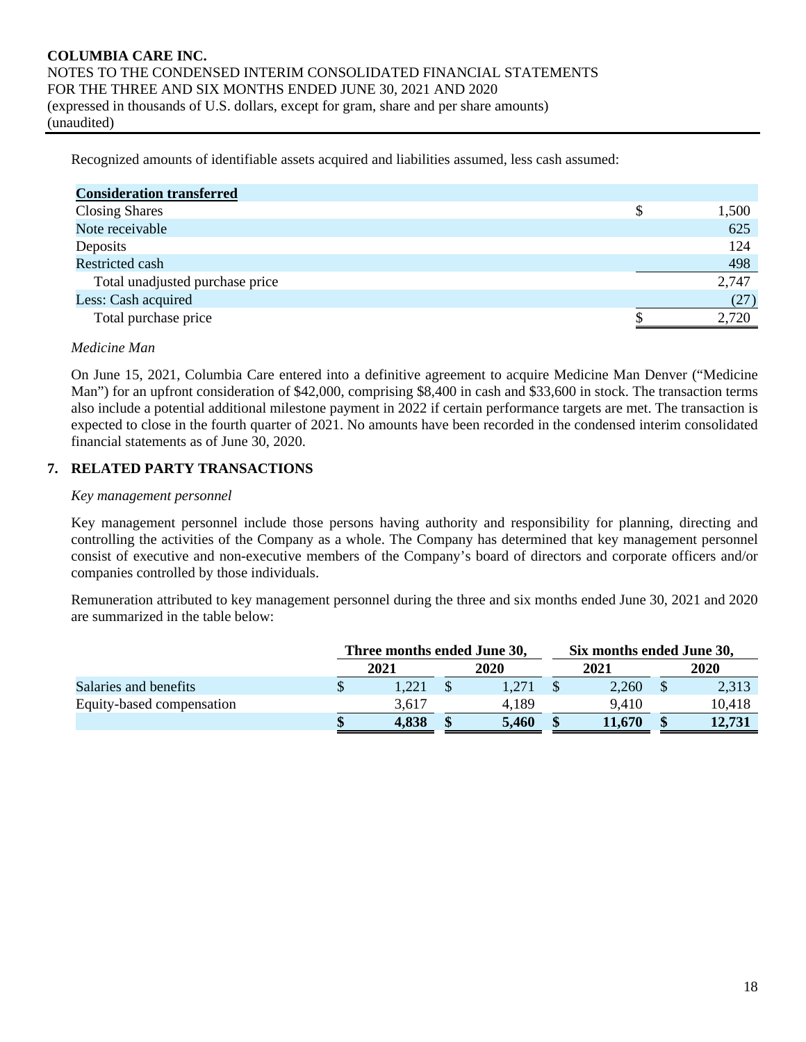Recognized amounts of identifiable assets acquired and liabilities assumed, less cash assumed:

| **Consideration transferred** | |
|---|---|
| Closing Shares | $ 1,500 |
| Note receivable | 625 |
| Deposits | 124 |
| Restricted cash | 498 |
| Total unadjusted purchase price | 2,747 |
| Less: Cash acquired | (27) |
| Total purchase price | $ 2,720 |

*Medicine Man*

On June 15, 2021, Columbia Care entered into a definitive agreement to acquire Medicine Man Denver ("Medicine Man") for an upfront consideration of $42,000, comprising $8,400 in cash and $33,600 in stock. The transaction terms also include a potential additional milestone payment in 2022 if certain performance targets are met. The transaction is expected to close in the fourth quarter of 2021. No amounts have been recorded in the condensed interim consolidated financial statements as of June 30, 2020.

## 7. RELATED PARTY TRANSACTIONS

*Key management personnel*

Key management personnel include those persons having authority and responsibility for planning, directing and controlling the activities of the Company as a whole. The Company has determined that key management personnel consist of executive and non-executive members of the Company's board of directors and corporate officers and/or companies controlled by those individuals.

Remuneration attributed to key management personnel during the three and six months ended June 30, 2021 and 2020 are summarized in the table below:

| | Three months ended June 30, | | Six months ended June 30, | |
|---|---|---|---|---|
| | **2021** | **2020** | **2021** | **2020** |
| Salaries and benefits | $ 1,221 | $ 1,271 | $ 2,260 | $ 2,313 |
| Equity-based compensation | 3,617 | 4,189 | 9,410 | 10,418 |
| | **$ 4,838** | **$ 5,460** | **$ 11,670** | **$ 12,731** |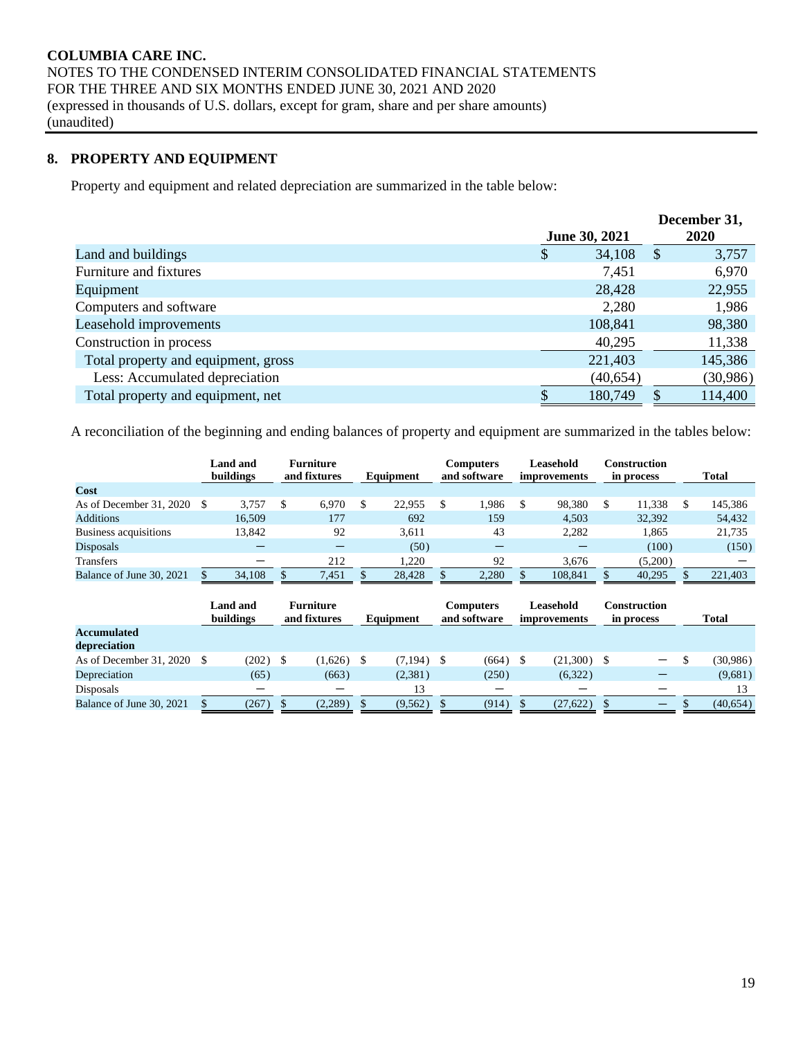## 8. PROPERTY AND EQUIPMENT

Property and equipment and related depreciation are summarized in the table below:

| | June 30, 2021 | December 31, 2020 |
|---|---|---|
| Land and buildings | $ 34,108 | $ 3,757 |
| Furniture and fixtures | 7,451 | 6,970 |
| Equipment | 28,428 | 22,955 |
| Computers and software | 2,280 | 1,986 |
| Leasehold improvements | 108,841 | 98,380 |
| Construction in process | 40,295 | 11,338 |
| Total property and equipment, gross | 221,403 | 145,386 |
| Less: Accumulated depreciation | (40,654) | (30,986) |
| Total property and equipment, net | $ 180,749 | $ 114,400 |

A reconciliation of the beginning and ending balances of property and equipment are summarized in the tables below:

| | Land and buildings | Furniture and fixtures | Equipment | Computers and software | Leasehold improvements | Construction in process | Total |
|---|---|---|---|---|---|---|---|
| **Cost** | | | | | | | |
| As of December 31, 2020 | $ 3,757 | $ 6,970 | $ 22,955 | $ 1,986 | $ 98,380 | $ 11,338 | $ 145,386 |
| Additions | 16,509 | 177 | 692 | 159 | 4,503 | 32,392 | 54,432 |
| Business acquisitions | 13,842 | 92 | 3,611 | 43 | 2,282 | 1,865 | 21,735 |
| Disposals | — | — | (50) | — | — | (100) | (150) |
| Transfers | — | 212 | 1,220 | 92 | 3,676 | (5,200) | — |
| Balance of June 30, 2021 | $ 34,108 | $ 7,451 | $ 28,428 | $ 2,280 | $ 108,841 | $ 40,295 | $ 221,403 |

| | Land and buildings | Furniture and fixtures | Equipment | Computers and software | Leasehold improvements | Construction in process | Total |
|---|---|---|---|---|---|---|---|
| **Accumulated depreciation** | | | | | | | |
| As of December 31, 2020 | $ (202) | $ (1,626) | $ (7,194) | $ (664) | $ (21,300) | $ — | $ (30,986) |
| Depreciation | (65) | (663) | (2,381) | (250) | (6,322) | — | (9,681) |
| Disposals | — | — | 13 | — | — | — | 13 |
| Balance of June 30, 2021 | $ (267) | $ (2,289) | $ (9,562) | $ (914) | $ (27,622) | $ — | $ (40,654) |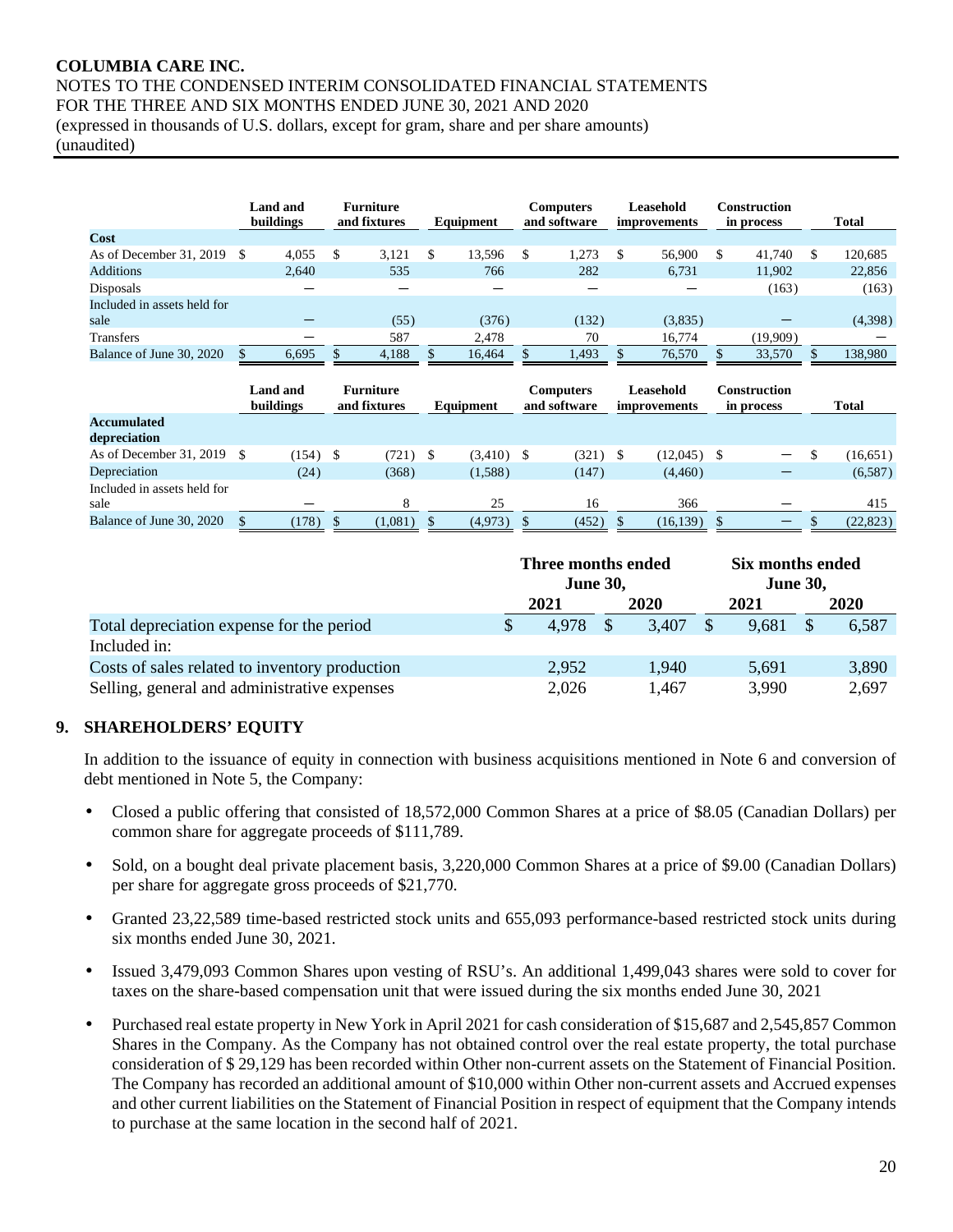| | Land and buildings | Furniture and fixtures | Equipment | Computers and software | Leasehold improvements | Construction in process | Total |
|---|---|---|---|---|---|---|---|
| **Cost** | | | | | | | |
| As of December 31, 2019 | $ 4,055 | $ 3,121 | $ 13,596 | $ 1,273 | $ 56,900 | $ 41,740 | $ 120,685 |
| Additions | 2,640 | 535 | 766 | 282 | 6,731 | 11,902 | 22,856 |
| Disposals | — | — | — | — | — | (163) | (163) |
| Included in assets held for sale | — | (55) | (376) | (132) | (3,835) | — | (4,398) |
| Transfers | — | 587 | 2,478 | 70 | 16,774 | (19,909) | — |
| Balance of June 30, 2020 | $ 6,695 | $ 4,188 | $ 16,464 | $ 1,493 | $ 76,570 | $ 33,570 | $ 138,980 |

| | Land and buildings | Furniture and fixtures | Equipment | Computers and software | Leasehold improvements | Construction in process | Total |
|---|---|---|---|---|---|---|---|
| **Accumulated depreciation** | | | | | | | |
| As of December 31, 2019 | $ (154) | $ (721) | $ (3,410) | $ (321) | $ (12,045) | $ — | $ (16,651) |
| Depreciation | (24) | (368) | (1,588) | (147) | (4,460) | — | (6,587) |
| Included in assets held for sale | — | 8 | 25 | 16 | 366 | — | 415 |
| Balance of June 30, 2020 | $ (178) | $ (1,081) | $ (4,973) | $ (452) | $ (16,139) | $ — | $ (22,823) |

| | Three months ended June 30, | | Six months ended June 30, | |
|---|---|---|---|---|
| | 2021 | 2020 | 2021 | 2020 |
| Total depreciation expense for the period | $ 4,978 | $ 3,407 | $ 9,681 | $ 6,587 |
| Included in: | | | | |
| Costs of sales related to inventory production | 2,952 | 1,940 | 5,691 | 3,890 |
| Selling, general and administrative expenses | 2,026 | 1,467 | 3,990 | 2,697 |

## 9. SHAREHOLDERS' EQUITY

In addition to the issuance of equity in connection with business acquisitions mentioned in Note 6 and conversion of debt mentioned in Note 5, the Company:

- Closed a public offering that consisted of 18,572,000 Common Shares at a price of $8.05 (Canadian Dollars) per common share for aggregate proceeds of $111,789.
- Sold, on a bought deal private placement basis, 3,220,000 Common Shares at a price of $9.00 (Canadian Dollars) per share for aggregate gross proceeds of $21,770.
- Granted 23,22,589 time-based restricted stock units and 655,093 performance-based restricted stock units during six months ended June 30, 2021.
- Issued 3,479,093 Common Shares upon vesting of RSU's. An additional 1,499,043 shares were sold to cover for taxes on the share-based compensation unit that were issued during the six months ended June 30, 2021
- Purchased real estate property in New York in April 2021 for cash consideration of $15,687 and 2,545,857 Common Shares in the Company. As the Company has not obtained control over the real estate property, the total purchase consideration of $ 29,129 has been recorded within Other non-current assets on the Statement of Financial Position. The Company has recorded an additional amount of $10,000 within Other non-current assets and Accrued expenses and other current liabilities on the Statement of Financial Position in respect of equipment that the Company intends to purchase at the same location in the second half of 2021.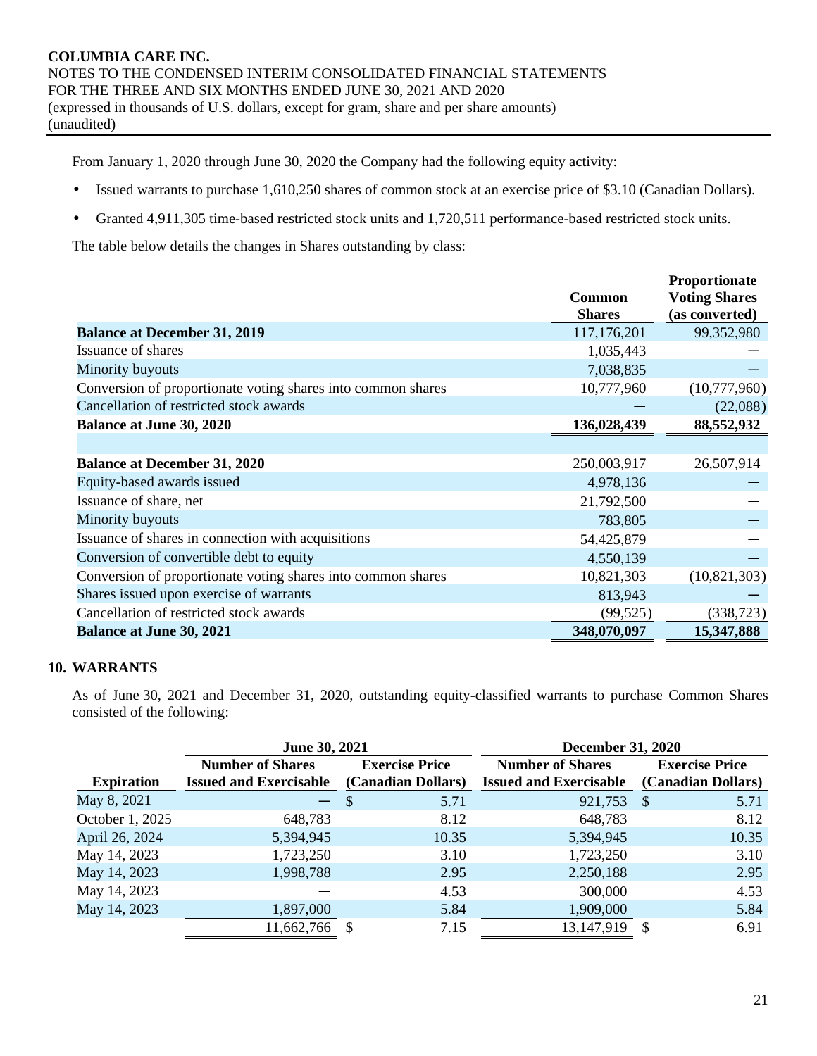From January 1, 2020 through June 30, 2020 the Company had the following equity activity:

- Issued warrants to purchase 1,610,250 shares of common stock at an exercise price of $3.10 (Canadian Dollars).
- Granted 4,911,305 time-based restricted stock units and 1,720,511 performance-based restricted stock units.

The table below details the changes in Shares outstanding by class:

| | Common Shares | Proportionate Voting Shares (as converted) |
|---|---|---|
| **Balance at December 31, 2019** | 117,176,201 | 99,352,980 |
| Issuance of shares | 1,035,443 | — |
| Minority buyouts | 7,038,835 | — |
| Conversion of proportionate voting shares into common shares | 10,777,960 | (10,777,960) |
| Cancellation of restricted stock awards | — | (22,088) |
| **Balance at June 30, 2020** | **136,028,439** | **88,552,932** |
| | | |
| **Balance at December 31, 2020** | 250,003,917 | 26,507,914 |
| Equity-based awards issued | 4,978,136 | — |
| Issuance of share, net | 21,792,500 | — |
| Minority buyouts | 783,805 | — |
| Issuance of shares in connection with acquisitions | 54,425,879 | — |
| Conversion of convertible debt to equity | 4,550,139 | — |
| Conversion of proportionate voting shares into common shares | 10,821,303 | (10,821,303) |
| Shares issued upon exercise of warrants | 813,943 | — |
| Cancellation of restricted stock awards | (99,525) | (338,723) |
| **Balance at June 30, 2021** | **348,070,097** | **15,347,888** |

## 10. WARRANTS

As of June 30, 2021 and December 31, 2020, outstanding equity-classified warrants to purchase Common Shares consisted of the following:

| | June 30, 2021 | | December 31, 2020 | |
|---|---|---|---|---|
| **Expiration** | **Number of Shares Issued and Exercisable** | **Exercise Price (Canadian Dollars)** | **Number of Shares Issued and Exercisable** | **Exercise Price (Canadian Dollars)** |
| May 8, 2021 | — | $ 5.71 | 921,753 | $ 5.71 |
| October 1, 2025 | 648,783 | 8.12 | 648,783 | 8.12 |
| April 26, 2024 | 5,394,945 | 10.35 | 5,394,945 | 10.35 |
| May 14, 2023 | 1,723,250 | 3.10 | 1,723,250 | 3.10 |
| May 14, 2023 | 1,998,788 | 2.95 | 2,250,188 | 2.95 |
| May 14, 2023 | — | 4.53 | 300,000 | 4.53 |
| May 14, 2023 | 1,897,000 | 5.84 | 1,909,000 | 5.84 |
| | 11,662,766 | $ 7.15 | 13,147,919 | $ 6.91 |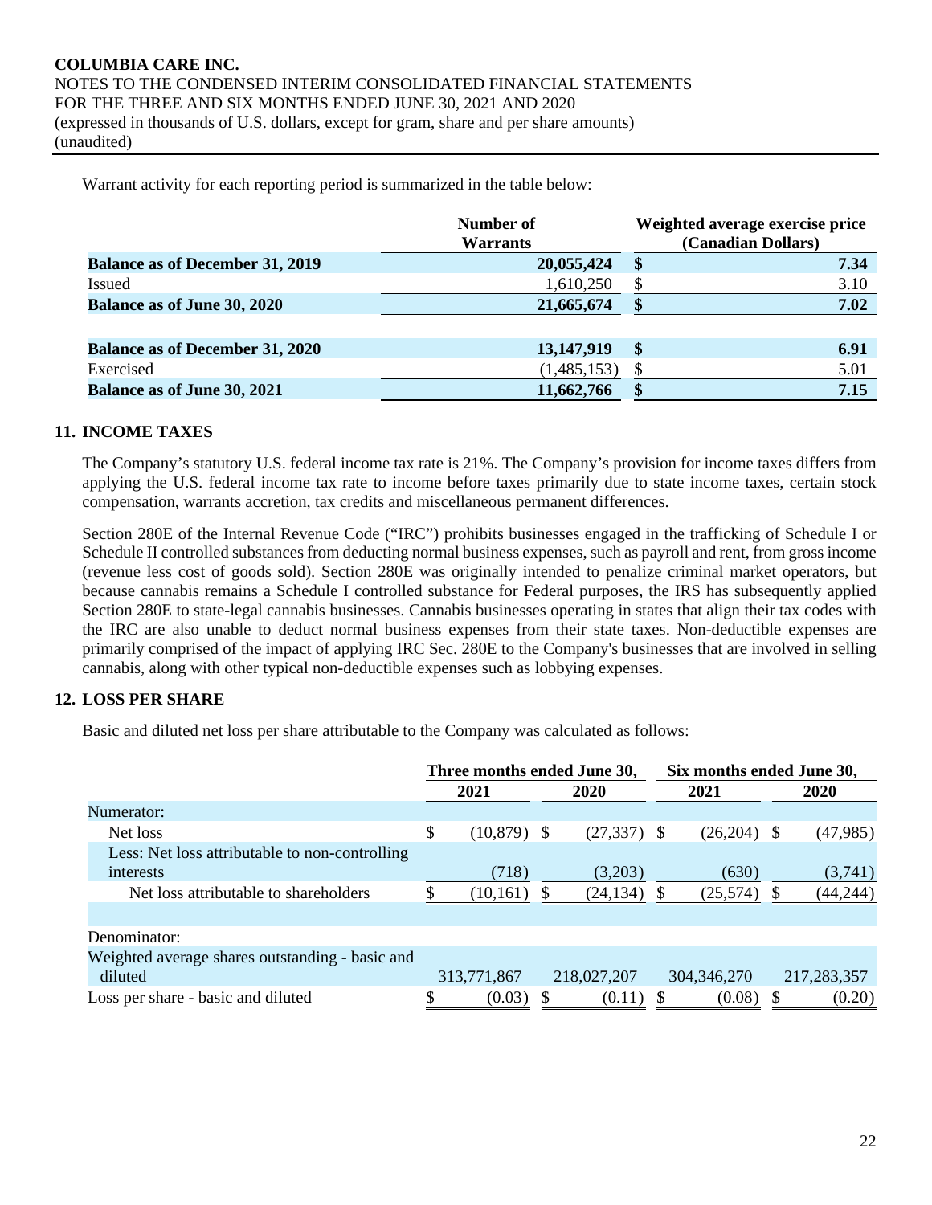Warrant activity for each reporting period is summarized in the table below:

| | Number of Warrants | Weighted average exercise price (Canadian Dollars) |
|---|---|---|
| **Balance as of December 31, 2019** | **20,055,424** | **$ 7.34** |
| Issued | 1,610,250 | $ 3.10 |
| **Balance as of June 30, 2020** | **21,665,674** | **$ 7.02** |
| | | |
| **Balance as of December 31, 2020** | **13,147,919** | **$ 6.91** |
| Exercised | (1,485,153) | $ 5.01 |
| **Balance as of June 30, 2021** | **11,662,766** | **$ 7.15** |

## 11. INCOME TAXES

The Company's statutory U.S. federal income tax rate is 21%. The Company's provision for income taxes differs from applying the U.S. federal income tax rate to income before taxes primarily due to state income taxes, certain stock compensation, warrants accretion, tax credits and miscellaneous permanent differences.

Section 280E of the Internal Revenue Code ("IRC") prohibits businesses engaged in the trafficking of Schedule I or Schedule II controlled substances from deducting normal business expenses, such as payroll and rent, from gross income (revenue less cost of goods sold). Section 280E was originally intended to penalize criminal market operators, but because cannabis remains a Schedule I controlled substance for Federal purposes, the IRS has subsequently applied Section 280E to state-legal cannabis businesses. Cannabis businesses operating in states that align their tax codes with the IRC are also unable to deduct normal business expenses from their state taxes. Non-deductible expenses are primarily comprised of the impact of applying IRC Sec. 280E to the Company's businesses that are involved in selling cannabis, along with other typical non-deductible expenses such as lobbying expenses.

## 12. LOSS PER SHARE

Basic and diluted net loss per share attributable to the Company was calculated as follows:

| | Three months ended June 30, | | Six months ended June 30, | |
|---|---|---|---|---|
| | 2021 | 2020 | 2021 | 2020 |
| Numerator: | | | | |
| Net loss | $ (10,879) | $ (27,337) | $ (26,204) | $ (47,985) |
| Less: Net loss attributable to non-controlling interests | (718) | (3,203) | (630) | (3,741) |
| Net loss attributable to shareholders | $ (10,161) | $ (24,134) | $ (25,574) | $ (44,244) |
| | | | | |
| Denominator: | | | | |
| Weighted average shares outstanding - basic and diluted | 313,771,867 | 218,027,207 | 304,346,270 | 217,283,357 |
| Loss per share - basic and diluted | $ (0.03) | $ (0.11) | $ (0.08) | $ (0.20) |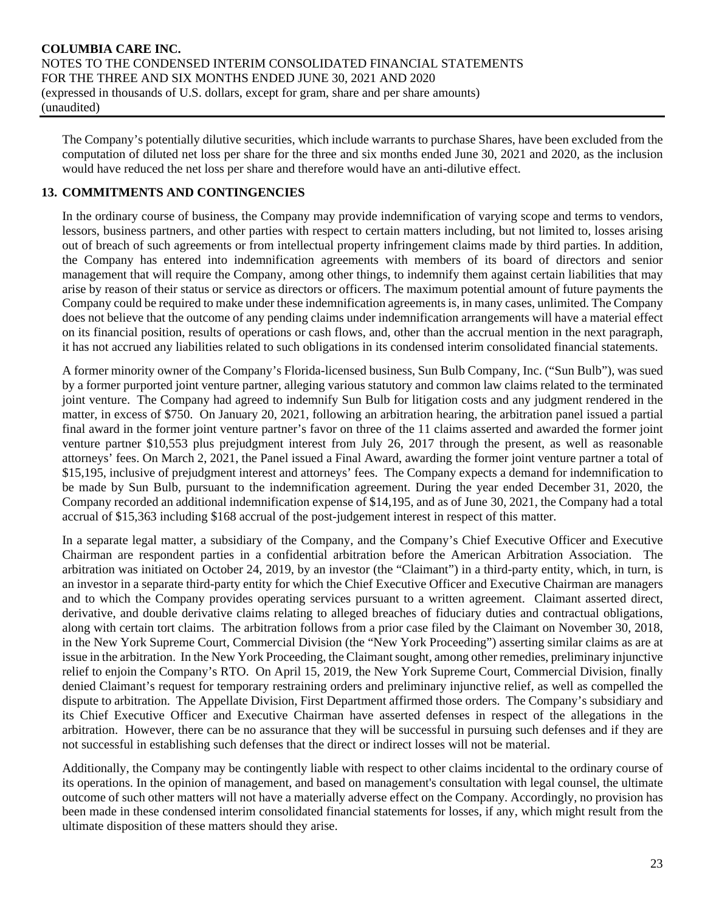The Company's potentially dilutive securities, which include warrants to purchase Shares, have been excluded from the computation of diluted net loss per share for the three and six months ended June 30, 2021 and 2020, as the inclusion would have reduced the net loss per share and therefore would have an anti-dilutive effect.

## 13. COMMITMENTS AND CONTINGENCIES

In the ordinary course of business, the Company may provide indemnification of varying scope and terms to vendors, lessors, business partners, and other parties with respect to certain matters including, but not limited to, losses arising out of breach of such agreements or from intellectual property infringement claims made by third parties. In addition, the Company has entered into indemnification agreements with members of its board of directors and senior management that will require the Company, among other things, to indemnify them against certain liabilities that may arise by reason of their status or service as directors or officers. The maximum potential amount of future payments the Company could be required to make under these indemnification agreements is, in many cases, unlimited. The Company does not believe that the outcome of any pending claims under indemnification arrangements will have a material effect on its financial position, results of operations or cash flows, and, other than the accrual mention in the next paragraph, it has not accrued any liabilities related to such obligations in its condensed interim consolidated financial statements.

A former minority owner of the Company's Florida-licensed business, Sun Bulb Company, Inc. ("Sun Bulb"), was sued by a former purported joint venture partner, alleging various statutory and common law claims related to the terminated joint venture. The Company had agreed to indemnify Sun Bulb for litigation costs and any judgment rendered in the matter, in excess of $750. On January 20, 2021, following an arbitration hearing, the arbitration panel issued a partial final award in the former joint venture partner's favor on three of the 11 claims asserted and awarded the former joint venture partner $10,553 plus prejudgment interest from July 26, 2017 through the present, as well as reasonable attorneys' fees. On March 2, 2021, the Panel issued a Final Award, awarding the former joint venture partner a total of $15,195, inclusive of prejudgment interest and attorneys' fees. The Company expects a demand for indemnification to be made by Sun Bulb, pursuant to the indemnification agreement. During the year ended December 31, 2020, the Company recorded an additional indemnification expense of $14,195, and as of June 30, 2021, the Company had a total accrual of $15,363 including $168 accrual of the post-judgement interest in respect of this matter.

In a separate legal matter, a subsidiary of the Company, and the Company's Chief Executive Officer and Executive Chairman are respondent parties in a confidential arbitration before the American Arbitration Association. The arbitration was initiated on October 24, 2019, by an investor (the "Claimant") in a third-party entity, which, in turn, is an investor in a separate third-party entity for which the Chief Executive Officer and Executive Chairman are managers and to which the Company provides operating services pursuant to a written agreement. Claimant asserted direct, derivative, and double derivative claims relating to alleged breaches of fiduciary duties and contractual obligations, along with certain tort claims. The arbitration follows from a prior case filed by the Claimant on November 30, 2018, in the New York Supreme Court, Commercial Division (the "New York Proceeding") asserting similar claims as are at issue in the arbitration. In the New York Proceeding, the Claimant sought, among other remedies, preliminary injunctive relief to enjoin the Company's RTO. On April 15, 2019, the New York Supreme Court, Commercial Division, finally denied Claimant's request for temporary restraining orders and preliminary injunctive relief, as well as compelled the dispute to arbitration. The Appellate Division, First Department affirmed those orders. The Company's subsidiary and its Chief Executive Officer and Executive Chairman have asserted defenses in respect of the allegations in the arbitration. However, there can be no assurance that they will be successful in pursuing such defenses and if they are not successful in establishing such defenses that the direct or indirect losses will not be material.

Additionally, the Company may be contingently liable with respect to other claims incidental to the ordinary course of its operations. In the opinion of management, and based on management's consultation with legal counsel, the ultimate outcome of such other matters will not have a materially adverse effect on the Company. Accordingly, no provision has been made in these condensed interim consolidated financial statements for losses, if any, which might result from the ultimate disposition of these matters should they arise.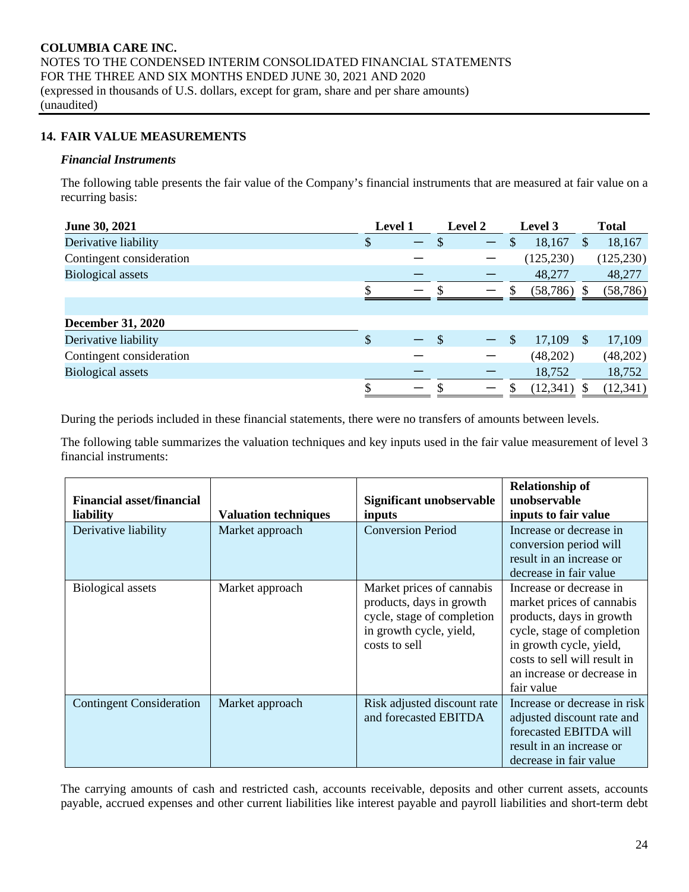## 14. FAIR VALUE MEASUREMENTS

### *Financial Instruments*

The following table presents the fair value of the Company's financial instruments that are measured at fair value on a recurring basis:

| June 30, 2021 | Level 1 | Level 2 | Level 3 | Total |
|---|---|---|---|---|
| Derivative liability | $ — | $ — | $ 18,167 | $ 18,167 |
| Contingent consideration | — | — | (125,230) | (125,230) |
| Biological assets | — | — | 48,277 | 48,277 |
| | $ — | $ — | $ (58,786) | $ (58,786) |
| | | | | |
| **December 31, 2020** | | | | |
| Derivative liability | $ — | $ — | $ 17,109 | $ 17,109 |
| Contingent consideration | — | — | (48,202) | (48,202) |
| Biological assets | — | — | 18,752 | 18,752 |
| | $ — | $ — | $ (12,341) | $ (12,341) |

During the periods included in these financial statements, there were no transfers of amounts between levels.

The following table summarizes the valuation techniques and key inputs used in the fair value measurement of level 3 financial instruments:

| Financial asset/financial liability | Valuation techniques | Significant unobservable inputs | Relationship of unobservable inputs to fair value |
|---|---|---|---|
| Derivative liability | Market approach | Conversion Period | Increase or decrease in conversion period will result in an increase or decrease in fair value |
| Biological assets | Market approach | Market prices of cannabis products, days in growth cycle, stage of completion in growth cycle, yield, costs to sell | Increase or decrease in market prices of cannabis products, days in growth cycle, stage of completion in growth cycle, yield, costs to sell will result in an increase or decrease in fair value |
| Contingent Consideration | Market approach | Risk adjusted discount rate and forecasted EBITDA | Increase or decrease in risk adjusted discount rate and forecasted EBITDA will result in an increase or decrease in fair value |

The carrying amounts of cash and restricted cash, accounts receivable, deposits and other current assets, accounts payable, accrued expenses and other current liabilities like interest payable and payroll liabilities and short-term debt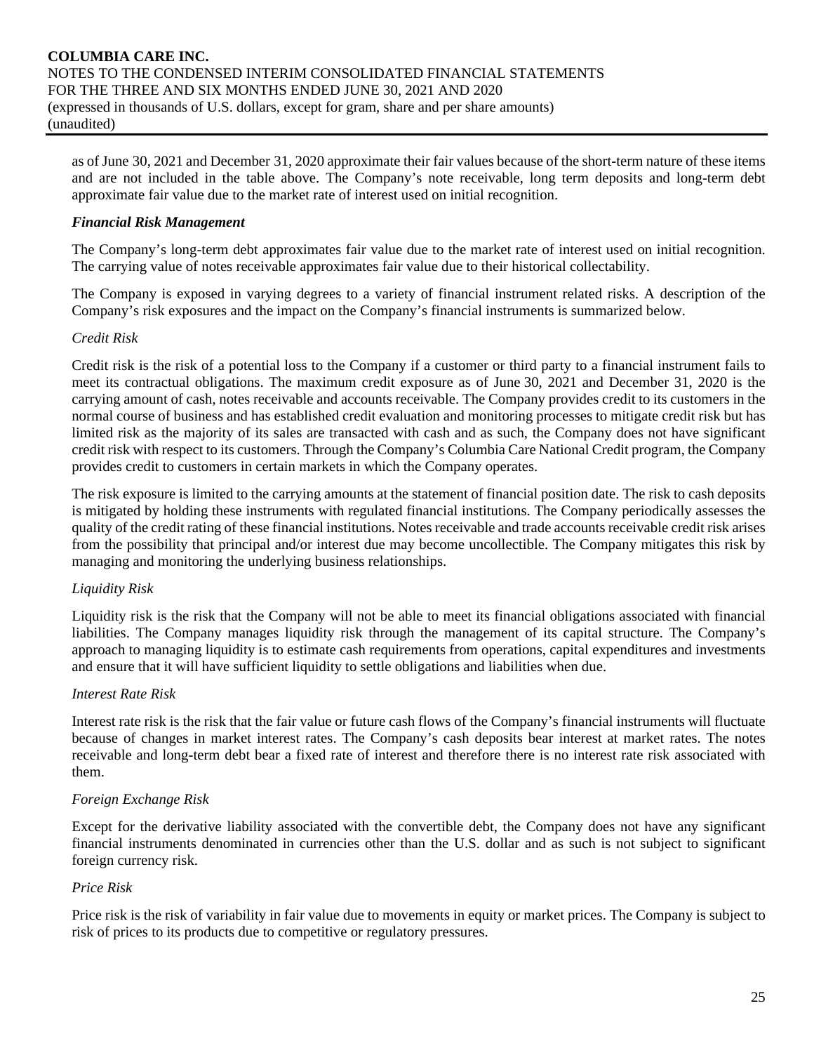as of June 30, 2021 and December 31, 2020 approximate their fair values because of the short-term nature of these items and are not included in the table above. The Company's note receivable, long term deposits and long-term debt approximate fair value due to the market rate of interest used on initial recognition.

***Financial Risk Management***

The Company's long-term debt approximates fair value due to the market rate of interest used on initial recognition. The carrying value of notes receivable approximates fair value due to their historical collectability.

The Company is exposed in varying degrees to a variety of financial instrument related risks. A description of the Company's risk exposures and the impact on the Company's financial instruments is summarized below.

*Credit Risk*

Credit risk is the risk of a potential loss to the Company if a customer or third party to a financial instrument fails to meet its contractual obligations. The maximum credit exposure as of June 30, 2021 and December 31, 2020 is the carrying amount of cash, notes receivable and accounts receivable. The Company provides credit to its customers in the normal course of business and has established credit evaluation and monitoring processes to mitigate credit risk but has limited risk as the majority of its sales are transacted with cash and as such, the Company does not have significant credit risk with respect to its customers. Through the Company's Columbia Care National Credit program, the Company provides credit to customers in certain markets in which the Company operates.

The risk exposure is limited to the carrying amounts at the statement of financial position date. The risk to cash deposits is mitigated by holding these instruments with regulated financial institutions. The Company periodically assesses the quality of the credit rating of these financial institutions. Notes receivable and trade accounts receivable credit risk arises from the possibility that principal and/or interest due may become uncollectible. The Company mitigates this risk by managing and monitoring the underlying business relationships.

*Liquidity Risk*

Liquidity risk is the risk that the Company will not be able to meet its financial obligations associated with financial liabilities. The Company manages liquidity risk through the management of its capital structure. The Company's approach to managing liquidity is to estimate cash requirements from operations, capital expenditures and investments and ensure that it will have sufficient liquidity to settle obligations and liabilities when due.

*Interest Rate Risk*

Interest rate risk is the risk that the fair value or future cash flows of the Company's financial instruments will fluctuate because of changes in market interest rates. The Company's cash deposits bear interest at market rates. The notes receivable and long-term debt bear a fixed rate of interest and therefore there is no interest rate risk associated with them.

*Foreign Exchange Risk*

Except for the derivative liability associated with the convertible debt, the Company does not have any significant financial instruments denominated in currencies other than the U.S. dollar and as such is not subject to significant foreign currency risk.

*Price Risk*

Price risk is the risk of variability in fair value due to movements in equity or market prices. The Company is subject to risk of prices to its products due to competitive or regulatory pressures.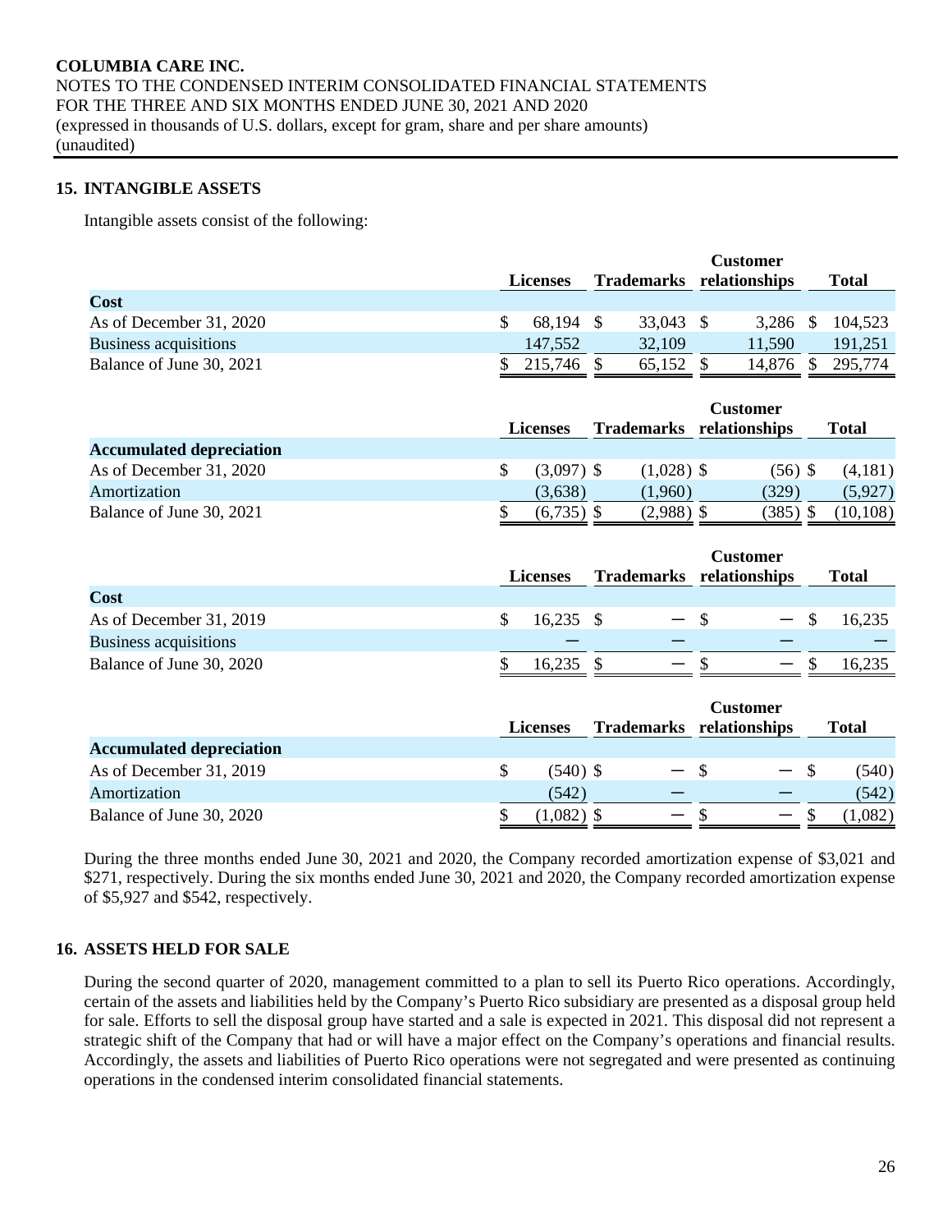## 15. INTANGIBLE ASSETS

Intangible assets consist of the following:

| | Licenses | Trademarks | Customer relationships | Total |
|---|---|---|---|---|
| **Cost** | | | | |
| As of December 31, 2020 | $ 68,194 | $ 33,043 | $ 3,286 | $ 104,523 |
| Business acquisitions | 147,552 | 32,109 | 11,590 | 191,251 |
| Balance of June 30, 2021 | $ 215,746 | $ 65,152 | $ 14,876 | $ 295,774 |

| | Licenses | Trademarks | Customer relationships | Total |
|---|---|---|---|---|
| **Accumulated depreciation** | | | | |
| As of December 31, 2020 | $ (3,097) | $ (1,028) | $ (56) | $ (4,181) |
| Amortization | (3,638) | (1,960) | (329) | (5,927) |
| Balance of June 30, 2021 | $ (6,735) | $ (2,988) | $ (385) | $ (10,108) |

| | Licenses | Trademarks | Customer relationships | Total |
|---|---|---|---|---|
| **Cost** | | | | |
| As of December 31, 2019 | $ 16,235 | $ — | $ — | $ 16,235 |
| Business acquisitions | — | — | — | — |
| Balance of June 30, 2020 | $ 16,235 | $ — | $ — | $ 16,235 |

| | Licenses | Trademarks | Customer relationships | Total |
|---|---|---|---|---|
| **Accumulated depreciation** | | | | |
| As of December 31, 2019 | $ (540) | $ — | $ — | $ (540) |
| Amortization | (542) | — | — | (542) |
| Balance of June 30, 2020 | $ (1,082) | $ — | $ — | $ (1,082) |

During the three months ended June 30, 2021 and 2020, the Company recorded amortization expense of $3,021 and $271, respectively. During the six months ended June 30, 2021 and 2020, the Company recorded amortization expense of $5,927 and $542, respectively.

## 16. ASSETS HELD FOR SALE

During the second quarter of 2020, management committed to a plan to sell its Puerto Rico operations. Accordingly, certain of the assets and liabilities held by the Company's Puerto Rico subsidiary are presented as a disposal group held for sale. Efforts to sell the disposal group have started and a sale is expected in 2021. This disposal did not represent a strategic shift of the Company that had or will have a major effect on the Company's operations and financial results. Accordingly, the assets and liabilities of Puerto Rico operations were not segregated and were presented as continuing operations in the condensed interim consolidated financial statements.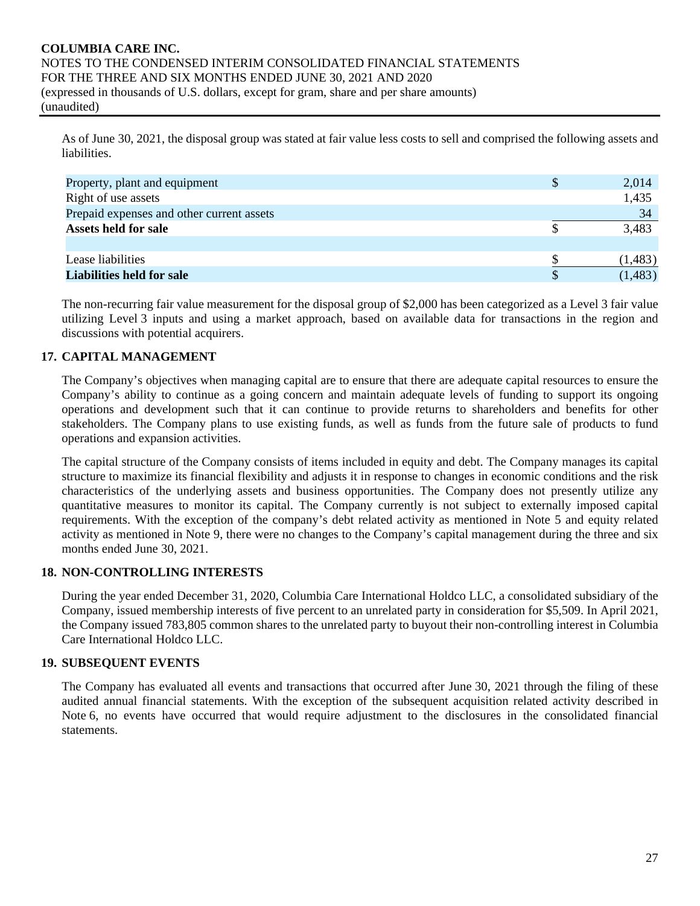As of June 30, 2021, the disposal group was stated at fair value less costs to sell and comprised the following assets and liabilities.

| | | |
|---|---|---|
| Property, plant and equipment | $ | 2,014 |
| Right of use assets | | 1,435 |
| Prepaid expenses and other current assets | | 34 |
| **Assets held for sale** | $ | 3,483 |
| | | |
| Lease liabilities | $ | (1,483) |
| **Liabilities held for sale** | $ | (1,483) |

The non-recurring fair value measurement for the disposal group of $2,000 has been categorized as a Level 3 fair value utilizing Level 3 inputs and using a market approach, based on available data for transactions in the region and discussions with potential acquirers.

## 17. CAPITAL MANAGEMENT

The Company's objectives when managing capital are to ensure that there are adequate capital resources to ensure the Company's ability to continue as a going concern and maintain adequate levels of funding to support its ongoing operations and development such that it can continue to provide returns to shareholders and benefits for other stakeholders. The Company plans to use existing funds, as well as funds from the future sale of products to fund operations and expansion activities.

The capital structure of the Company consists of items included in equity and debt. The Company manages its capital structure to maximize its financial flexibility and adjusts it in response to changes in economic conditions and the risk characteristics of the underlying assets and business opportunities. The Company does not presently utilize any quantitative measures to monitor its capital. The Company currently is not subject to externally imposed capital requirements. With the exception of the company's debt related activity as mentioned in Note 5 and equity related activity as mentioned in Note 9, there were no changes to the Company's capital management during the three and six months ended June 30, 2021.

## 18. NON-CONTROLLING INTERESTS

During the year ended December 31, 2020, Columbia Care International Holdco LLC, a consolidated subsidiary of the Company, issued membership interests of five percent to an unrelated party in consideration for $5,509. In April 2021, the Company issued 783,805 common shares to the unrelated party to buyout their non-controlling interest in Columbia Care International Holdco LLC.

## 19. SUBSEQUENT EVENTS

The Company has evaluated all events and transactions that occurred after June 30, 2021 through the filing of these audited annual financial statements. With the exception of the subsequent acquisition related activity described in Note 6, no events have occurred that would require adjustment to the disclosures in the consolidated financial statements.